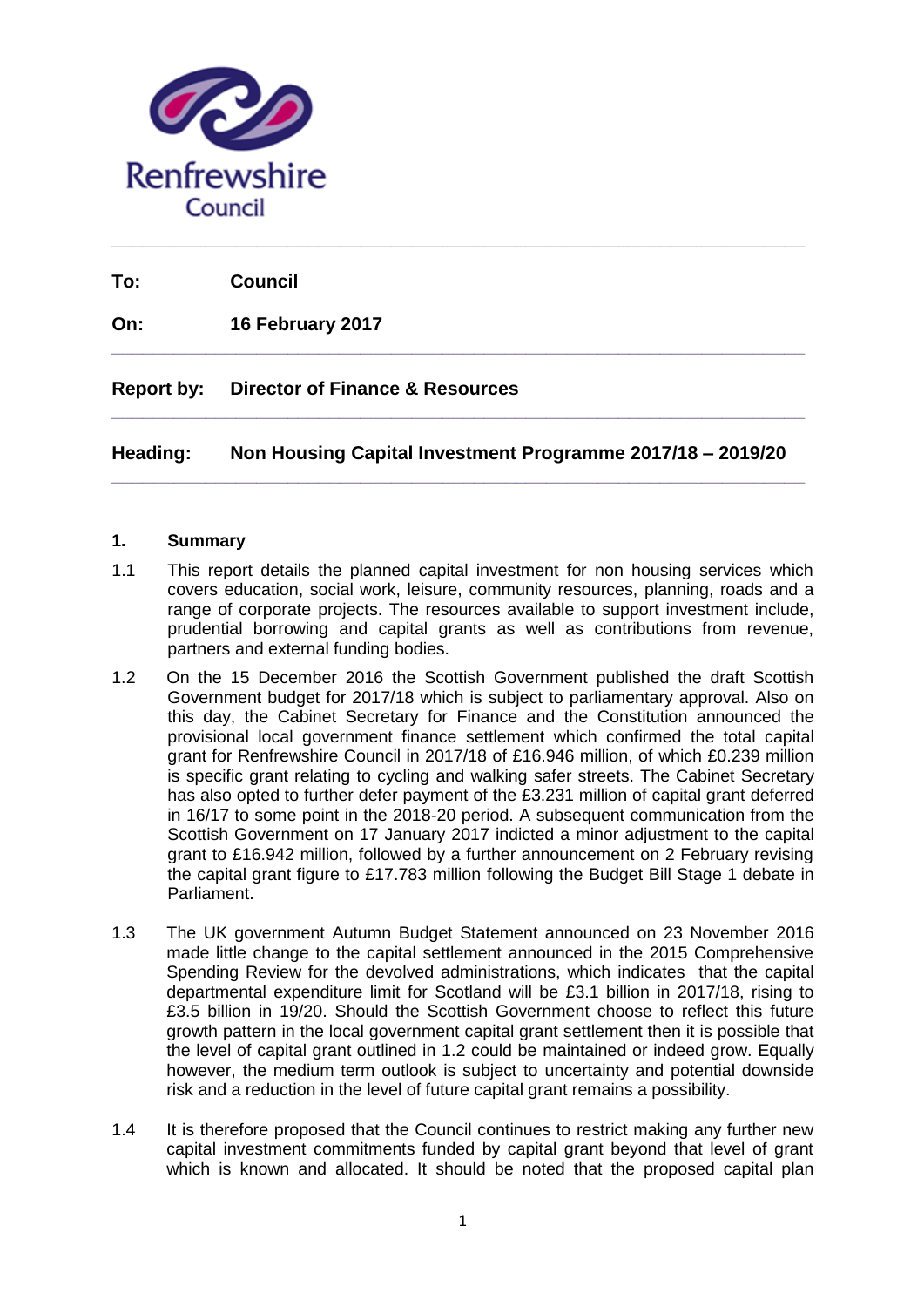Renfrewshire Council

**To:** **Council**

**On:** **16 February 2017**

**Report by:** **Director of Finance & Resources**

**Heading:** **Non Housing Capital Investment Programme 2017/18 – 2019/20**

## 1. Summary

1.1 This report details the planned capital investment for non housing services which covers education, social work, leisure, community resources, planning, roads and a range of corporate projects. The resources available to support investment include, prudential borrowing and capital grants as well as contributions from revenue, partners and external funding bodies.

1.2 On the 15 December 2016 the Scottish Government published the draft Scottish Government budget for 2017/18 which is subject to parliamentary approval. Also on this day, the Cabinet Secretary for Finance and the Constitution announced the provisional local government finance settlement which confirmed the total capital grant for Renfrewshire Council in 2017/18 of £16.946 million, of which £0.239 million is specific grant relating to cycling and walking safer streets. The Cabinet Secretary has also opted to further defer payment of the £3.231 million of capital grant deferred in 16/17 to some point in the 2018-20 period. A subsequent communication from the Scottish Government on 17 January 2017 indicted a minor adjustment to the capital grant to £16.942 million, followed by a further announcement on 2 February revising the capital grant figure to £17.783 million following the Budget Bill Stage 1 debate in Parliament.

1.3 The UK government Autumn Budget Statement announced on 23 November 2016 made little change to the capital settlement announced in the 2015 Comprehensive Spending Review for the devolved administrations, which indicates that the capital departmental expenditure limit for Scotland will be £3.1 billion in 2017/18, rising to £3.5 billion in 19/20. Should the Scottish Government choose to reflect this future growth pattern in the local government capital grant settlement then it is possible that the level of capital grant outlined in 1.2 could be maintained or indeed grow. Equally however, the medium term outlook is subject to uncertainty and potential downside risk and a reduction in the level of future capital grant remains a possibility.

1.4 It is therefore proposed that the Council continues to restrict making any further new capital investment commitments funded by capital grant beyond that level of grant which is known and allocated. It should be noted that the proposed capital plan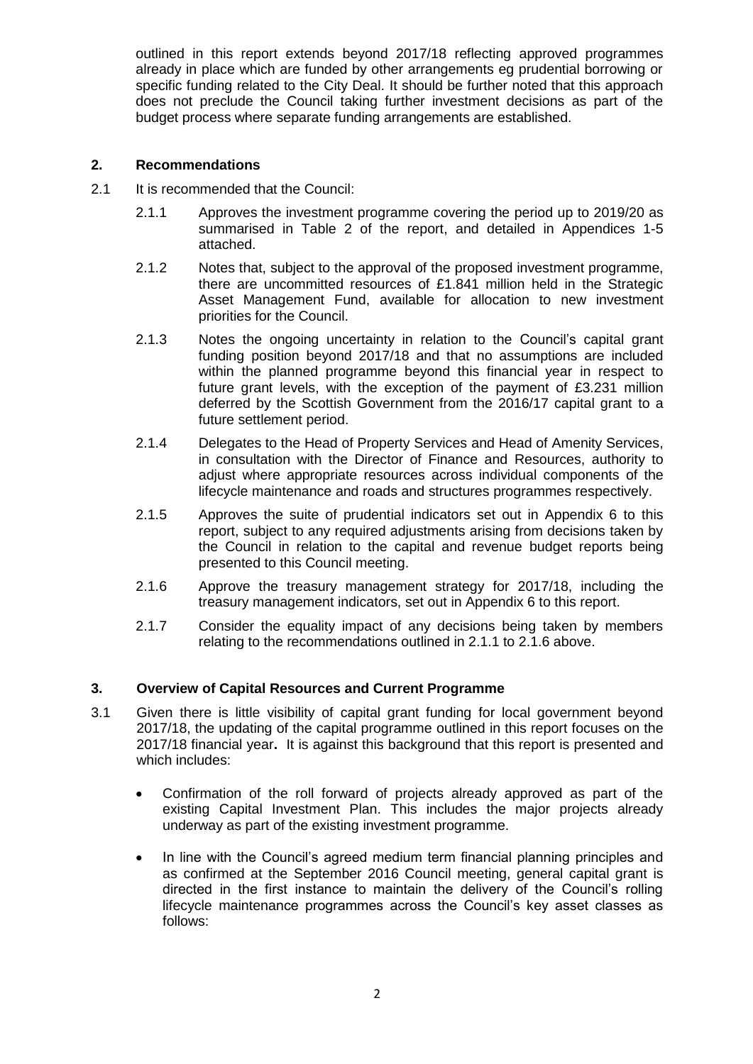outlined in this report extends beyond 2017/18 reflecting approved programmes already in place which are funded by other arrangements eg prudential borrowing or specific funding related to the City Deal. It should be further noted that this approach does not preclude the Council taking further investment decisions as part of the budget process where separate funding arrangements are established.

## 2. Recommendations

2.1 It is recommended that the Council:

2.1.1 Approves the investment programme covering the period up to 2019/20 as summarised in Table 2 of the report, and detailed in Appendices 1-5 attached.

2.1.2 Notes that, subject to the approval of the proposed investment programme, there are uncommitted resources of £1.841 million held in the Strategic Asset Management Fund, available for allocation to new investment priorities for the Council.

2.1.3 Notes the ongoing uncertainty in relation to the Council's capital grant funding position beyond 2017/18 and that no assumptions are included within the planned programme beyond this financial year in respect to future grant levels, with the exception of the payment of £3.231 million deferred by the Scottish Government from the 2016/17 capital grant to a future settlement period.

2.1.4 Delegates to the Head of Property Services and Head of Amenity Services, in consultation with the Director of Finance and Resources, authority to adjust where appropriate resources across individual components of the lifecycle maintenance and roads and structures programmes respectively.

2.1.5 Approves the suite of prudential indicators set out in Appendix 6 to this report, subject to any required adjustments arising from decisions taken by the Council in relation to the capital and revenue budget reports being presented to this Council meeting.

2.1.6 Approve the treasury management strategy for 2017/18, including the treasury management indicators, set out in Appendix 6 to this report.

2.1.7 Consider the equality impact of any decisions being taken by members relating to the recommendations outlined in 2.1.1 to 2.1.6 above.

## 3. Overview of Capital Resources and Current Programme

3.1 Given there is little visibility of capital grant funding for local government beyond 2017/18, the updating of the capital programme outlined in this report focuses on the 2017/18 financial year**.** It is against this background that this report is presented and which includes:

- Confirmation of the roll forward of projects already approved as part of the existing Capital Investment Plan. This includes the major projects already underway as part of the existing investment programme.
- In line with the Council's agreed medium term financial planning principles and as confirmed at the September 2016 Council meeting, general capital grant is directed in the first instance to maintain the delivery of the Council's rolling lifecycle maintenance programmes across the Council's key asset classes as follows: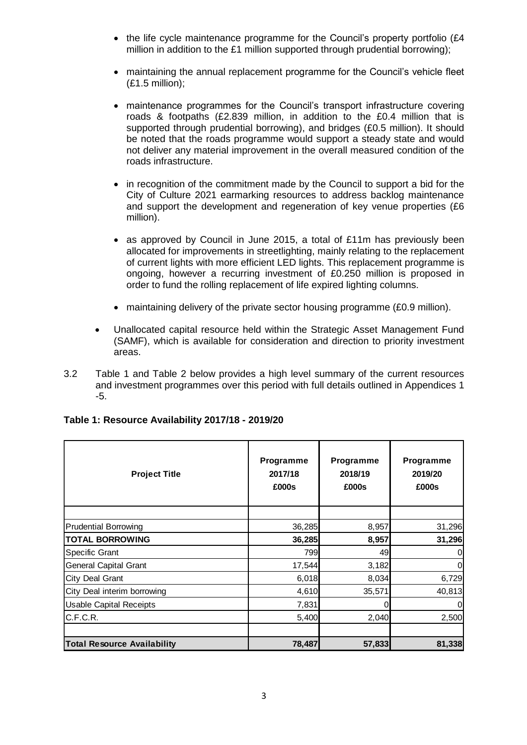- the life cycle maintenance programme for the Council's property portfolio (£4 million in addition to the £1 million supported through prudential borrowing);

- maintaining the annual replacement programme for the Council's vehicle fleet (£1.5 million);

- maintenance programmes for the Council's transport infrastructure covering roads & footpaths (£2.839 million, in addition to the £0.4 million that is supported through prudential borrowing), and bridges (£0.5 million). It should be noted that the roads programme would support a steady state and would not deliver any material improvement in the overall measured condition of the roads infrastructure.

- in recognition of the commitment made by the Council to support a bid for the City of Culture 2021 earmarking resources to address backlog maintenance and support the development and regeneration of key venue properties (£6 million).

- as approved by Council in June 2015, a total of £11m has previously been allocated for improvements in streetlighting, mainly relating to the replacement of current lights with more efficient LED lights. This replacement programme is ongoing, however a recurring investment of £0.250 million is proposed in order to fund the rolling replacement of life expired lighting columns.

- maintaining delivery of the private sector housing programme (£0.9 million).

- Unallocated capital resource held within the Strategic Asset Management Fund (SAMF), which is available for consideration and direction to priority investment areas.

3.2 Table 1 and Table 2 below provides a high level summary of the current resources and investment programmes over this period with full details outlined in Appendices 1 -5.

**Table 1: Resource Availability 2017/18 - 2019/20**

| Project Title | Programme 2017/18 £000s | Programme 2018/19 £000s | Programme 2019/20 £000s |
|---|---|---|---|
| | | | |
| Prudential Borrowing | 36,285 | 8,957 | 31,296 |
| **TOTAL BORROWING** | **36,285** | **8,957** | **31,296** |
| Specific Grant | 799 | 49 | 0 |
| General Capital Grant | 17,544 | 3,182 | 0 |
| City Deal Grant | 6,018 | 8,034 | 6,729 |
| City Deal interim borrowing | 4,610 | 35,571 | 40,813 |
| Usable Capital Receipts | 7,831 | 0 | 0 |
| C.F.C.R. | 5,400 | 2,040 | 2,500 |
| | | | |
| **Total Resource Availability** | **78,487** | **57,833** | **81,338** |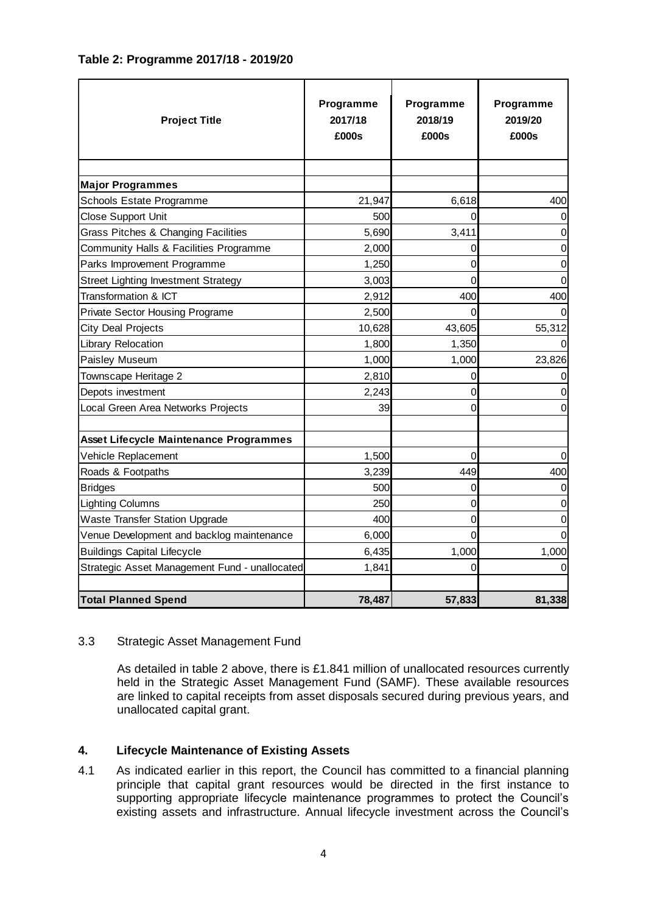**Table 2: Programme 2017/18 - 2019/20**

| Project Title | Programme 2017/18 £000s | Programme 2018/19 £000s | Programme 2019/20 £000s |
|---|---|---|---|
| | | | |
| **Major Programmes** | | | |
| Schools Estate Programme | 21,947 | 6,618 | 400 |
| Close Support Unit | 500 | 0 | 0 |
| Grass Pitches & Changing Facilities | 5,690 | 3,411 | 0 |
| Community Halls & Facilities Programme | 2,000 | 0 | 0 |
| Parks Improvement Programme | 1,250 | 0 | 0 |
| Street Lighting Investment Strategy | 3,003 | 0 | 0 |
| Transformation & ICT | 2,912 | 400 | 400 |
| Private Sector Housing Programe | 2,500 | 0 | 0 |
| City Deal Projects | 10,628 | 43,605 | 55,312 |
| Library Relocation | 1,800 | 1,350 | 0 |
| Paisley Museum | 1,000 | 1,000 | 23,826 |
| Townscape Heritage 2 | 2,810 | 0 | 0 |
| Depots investment | 2,243 | 0 | 0 |
| Local Green Area Networks Projects | 39 | 0 | 0 |
| | | | |
| **Asset Lifecycle Maintenance Programmes** | | | |
| Vehicle Replacement | 1,500 | 0 | 0 |
| Roads & Footpaths | 3,239 | 449 | 400 |
| Bridges | 500 | 0 | 0 |
| Lighting Columns | 250 | 0 | 0 |
| Waste Transfer Station Upgrade | 400 | 0 | 0 |
| Venue Development and backlog maintenance | 6,000 | 0 | 0 |
| Buildings Capital Lifecycle | 6,435 | 1,000 | 1,000 |
| Strategic Asset Management Fund - unallocated | 1,841 | 0 | 0 |
| | | | |
| **Total Planned Spend** | **78,487** | **57,833** | **81,338** |

3.3 Strategic Asset Management Fund

As detailed in table 2 above, there is £1.841 million of unallocated resources currently held in the Strategic Asset Management Fund (SAMF). These available resources are linked to capital receipts from asset disposals secured during previous years, and unallocated capital grant.

## 4. Lifecycle Maintenance of Existing Assets

4.1 As indicated earlier in this report, the Council has committed to a financial planning principle that capital grant resources would be directed in the first instance to supporting appropriate lifecycle maintenance programmes to protect the Council's existing assets and infrastructure. Annual lifecycle investment across the Council's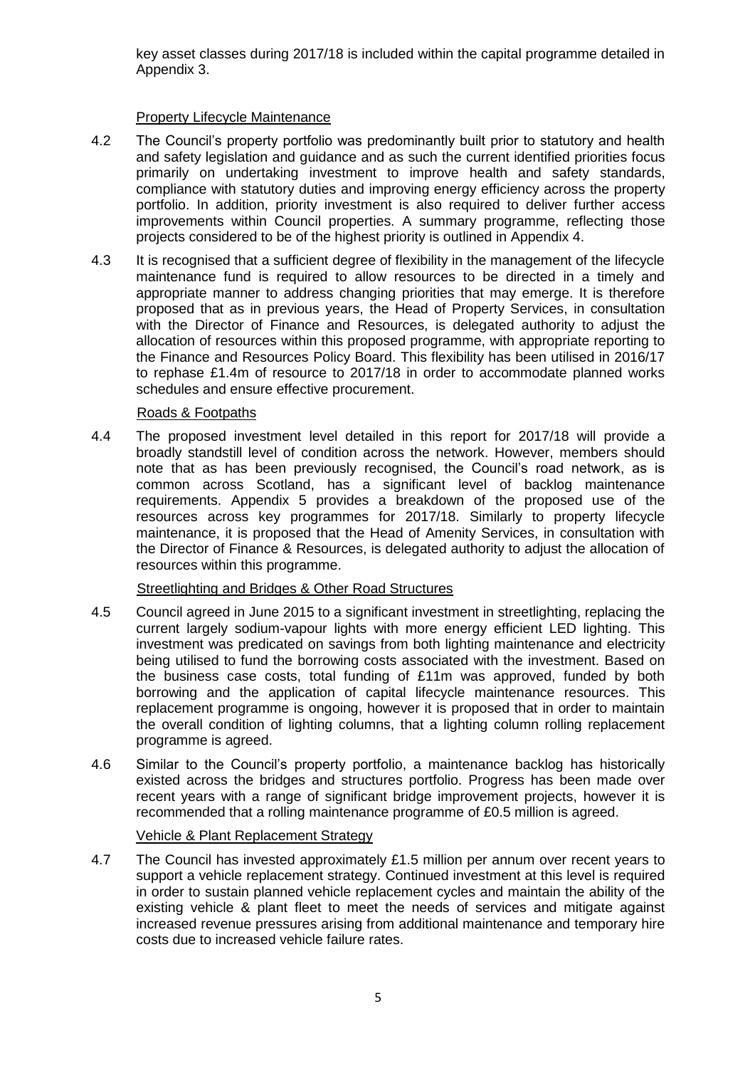key asset classes during 2017/18 is included within the capital programme detailed in Appendix 3.

Property Lifecycle Maintenance

4.2 The Council's property portfolio was predominantly built prior to statutory and health and safety legislation and guidance and as such the current identified priorities focus primarily on undertaking investment to improve health and safety standards, compliance with statutory duties and improving energy efficiency across the property portfolio. In addition, priority investment is also required to deliver further access improvements within Council properties. A summary programme, reflecting those projects considered to be of the highest priority is outlined in Appendix 4.

4.3 It is recognised that a sufficient degree of flexibility in the management of the lifecycle maintenance fund is required to allow resources to be directed in a timely and appropriate manner to address changing priorities that may emerge. It is therefore proposed that as in previous years, the Head of Property Services, in consultation with the Director of Finance and Resources, is delegated authority to adjust the allocation of resources within this proposed programme, with appropriate reporting to the Finance and Resources Policy Board. This flexibility has been utilised in 2016/17 to rephase £1.4m of resource to 2017/18 in order to accommodate planned works schedules and ensure effective procurement.

Roads & Footpaths

4.4 The proposed investment level detailed in this report for 2017/18 will provide a broadly standstill level of condition across the network. However, members should note that as has been previously recognised, the Council's road network, as is common across Scotland, has a significant level of backlog maintenance requirements. Appendix 5 provides a breakdown of the proposed use of the resources across key programmes for 2017/18. Similarly to property lifecycle maintenance, it is proposed that the Head of Amenity Services, in consultation with the Director of Finance & Resources, is delegated authority to adjust the allocation of resources within this programme.

Streetlighting and Bridges & Other Road Structures

4.5 Council agreed in June 2015 to a significant investment in streetlighting, replacing the current largely sodium-vapour lights with more energy efficient LED lighting. This investment was predicated on savings from both lighting maintenance and electricity being utilised to fund the borrowing costs associated with the investment. Based on the business case costs, total funding of £11m was approved, funded by both borrowing and the application of capital lifecycle maintenance resources. This replacement programme is ongoing, however it is proposed that in order to maintain the overall condition of lighting columns, that a lighting column rolling replacement programme is agreed.

4.6 Similar to the Council's property portfolio, a maintenance backlog has historically existed across the bridges and structures portfolio. Progress has been made over recent years with a range of significant bridge improvement projects, however it is recommended that a rolling maintenance programme of £0.5 million is agreed.

Vehicle & Plant Replacement Strategy

4.7 The Council has invested approximately £1.5 million per annum over recent years to support a vehicle replacement strategy. Continued investment at this level is required in order to sustain planned vehicle replacement cycles and maintain the ability of the existing vehicle & plant fleet to meet the needs of services and mitigate against increased revenue pressures arising from additional maintenance and temporary hire costs due to increased vehicle failure rates.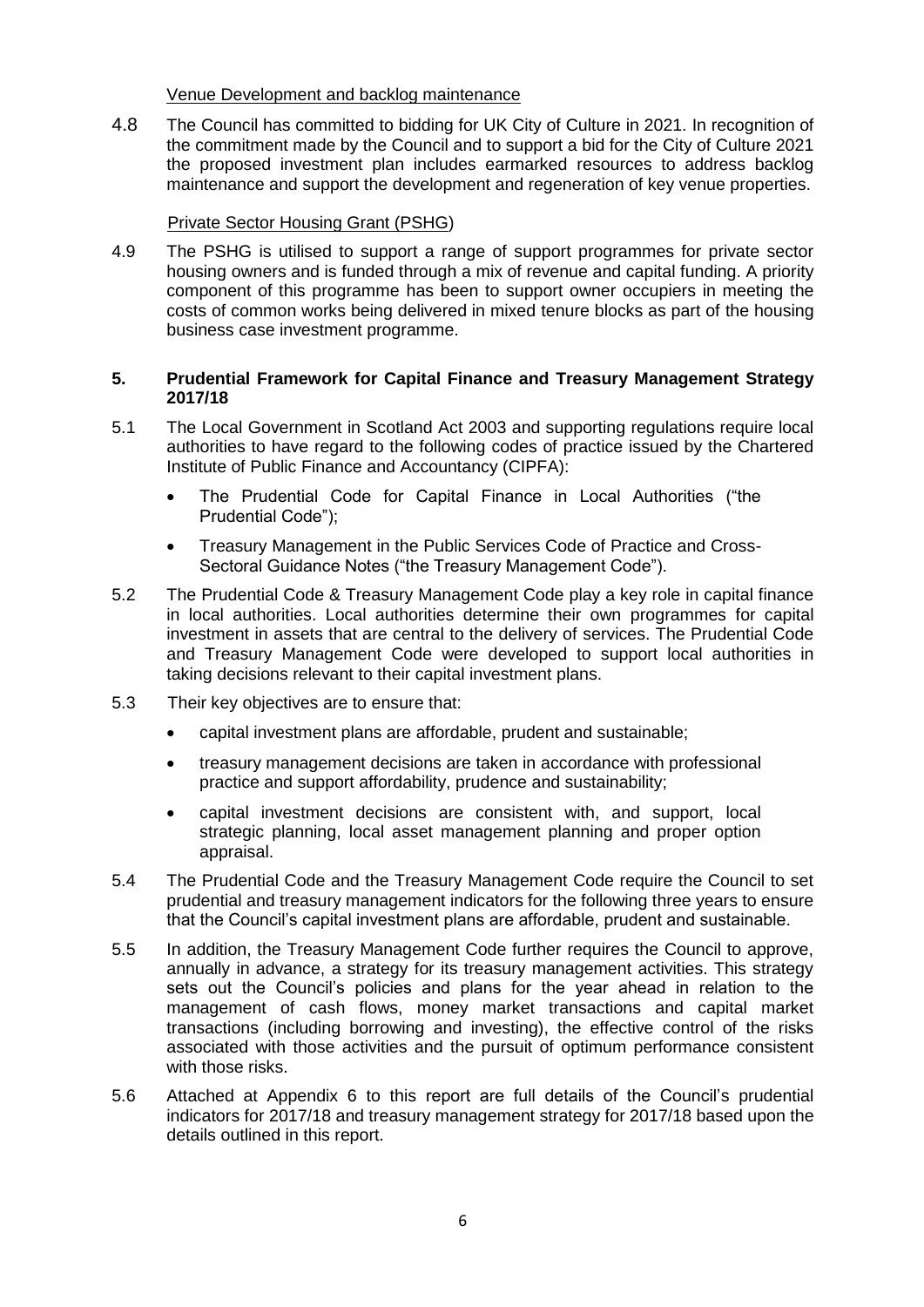Venue Development and backlog maintenance

4.8 The Council has committed to bidding for UK City of Culture in 2021. In recognition of the commitment made by the Council and to support a bid for the City of Culture 2021 the proposed investment plan includes earmarked resources to address backlog maintenance and support the development and regeneration of key venue properties.

Private Sector Housing Grant (PSHG)

4.9 The PSHG is utilised to support a range of support programmes for private sector housing owners and is funded through a mix of revenue and capital funding. A priority component of this programme has been to support owner occupiers in meeting the costs of common works being delivered in mixed tenure blocks as part of the housing business case investment programme.

## 5. Prudential Framework for Capital Finance and Treasury Management Strategy 2017/18

5.1 The Local Government in Scotland Act 2003 and supporting regulations require local authorities to have regard to the following codes of practice issued by the Chartered Institute of Public Finance and Accountancy (CIPFA):

- The Prudential Code for Capital Finance in Local Authorities ("the Prudential Code");
- Treasury Management in the Public Services Code of Practice and Cross-Sectoral Guidance Notes ("the Treasury Management Code").

5.2 The Prudential Code & Treasury Management Code play a key role in capital finance in local authorities. Local authorities determine their own programmes for capital investment in assets that are central to the delivery of services. The Prudential Code and Treasury Management Code were developed to support local authorities in taking decisions relevant to their capital investment plans.

5.3 Their key objectives are to ensure that:

- capital investment plans are affordable, prudent and sustainable;
- treasury management decisions are taken in accordance with professional practice and support affordability, prudence and sustainability;
- capital investment decisions are consistent with, and support, local strategic planning, local asset management planning and proper option appraisal.

5.4 The Prudential Code and the Treasury Management Code require the Council to set prudential and treasury management indicators for the following three years to ensure that the Council's capital investment plans are affordable, prudent and sustainable.

5.5 In addition, the Treasury Management Code further requires the Council to approve, annually in advance, a strategy for its treasury management activities. This strategy sets out the Council's policies and plans for the year ahead in relation to the management of cash flows, money market transactions and capital market transactions (including borrowing and investing), the effective control of the risks associated with those activities and the pursuit of optimum performance consistent with those risks.

5.6 Attached at Appendix 6 to this report are full details of the Council's prudential indicators for 2017/18 and treasury management strategy for 2017/18 based upon the details outlined in this report.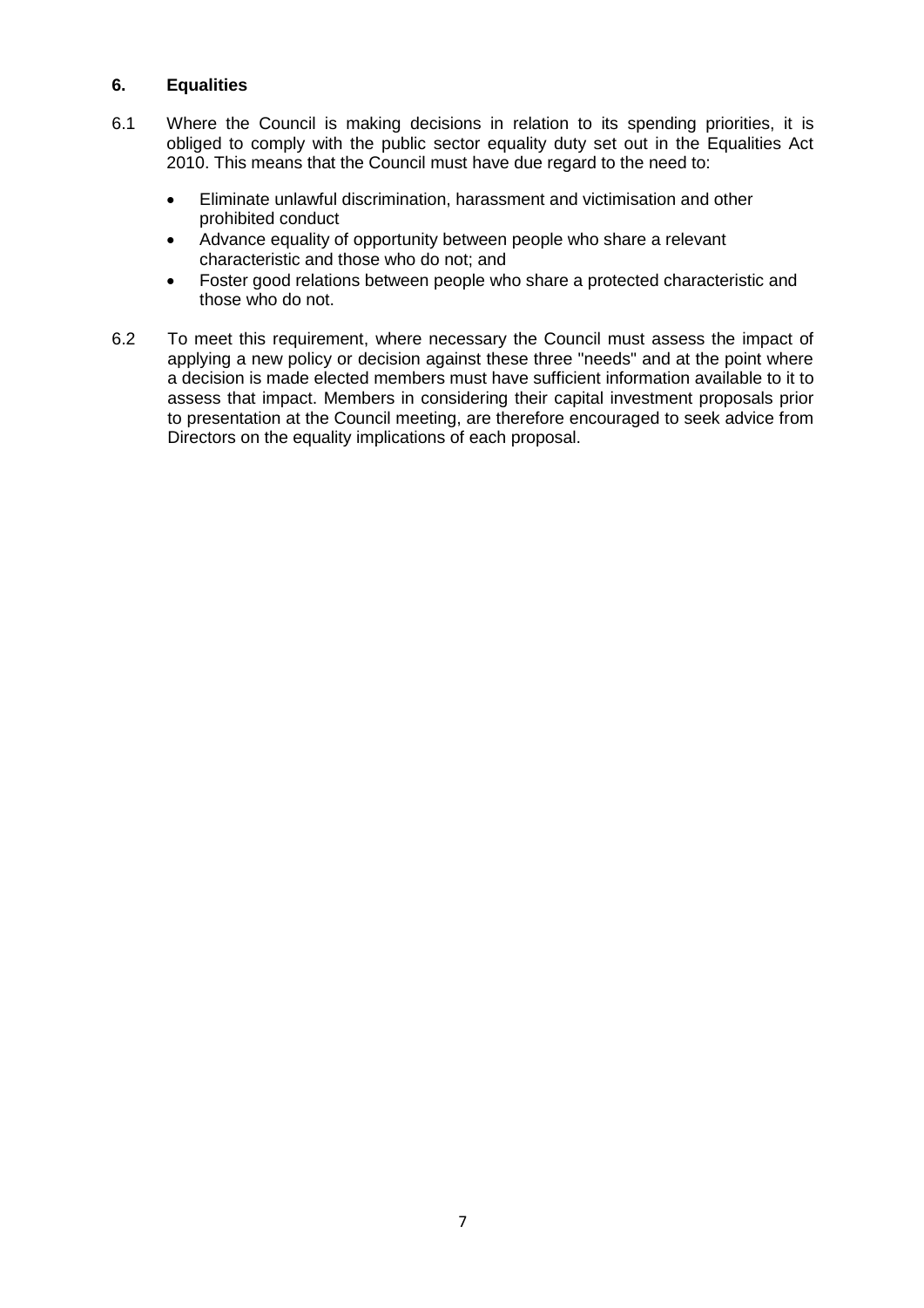## 6. Equalities

6.1 Where the Council is making decisions in relation to its spending priorities, it is obliged to comply with the public sector equality duty set out in the Equalities Act 2010. This means that the Council must have due regard to the need to:

- Eliminate unlawful discrimination, harassment and victimisation and other prohibited conduct
- Advance equality of opportunity between people who share a relevant characteristic and those who do not; and
- Foster good relations between people who share a protected characteristic and those who do not.

6.2 To meet this requirement, where necessary the Council must assess the impact of applying a new policy or decision against these three "needs" and at the point where a decision is made elected members must have sufficient information available to it to assess that impact. Members in considering their capital investment proposals prior to presentation at the Council meeting, are therefore encouraged to seek advice from Directors on the equality implications of each proposal.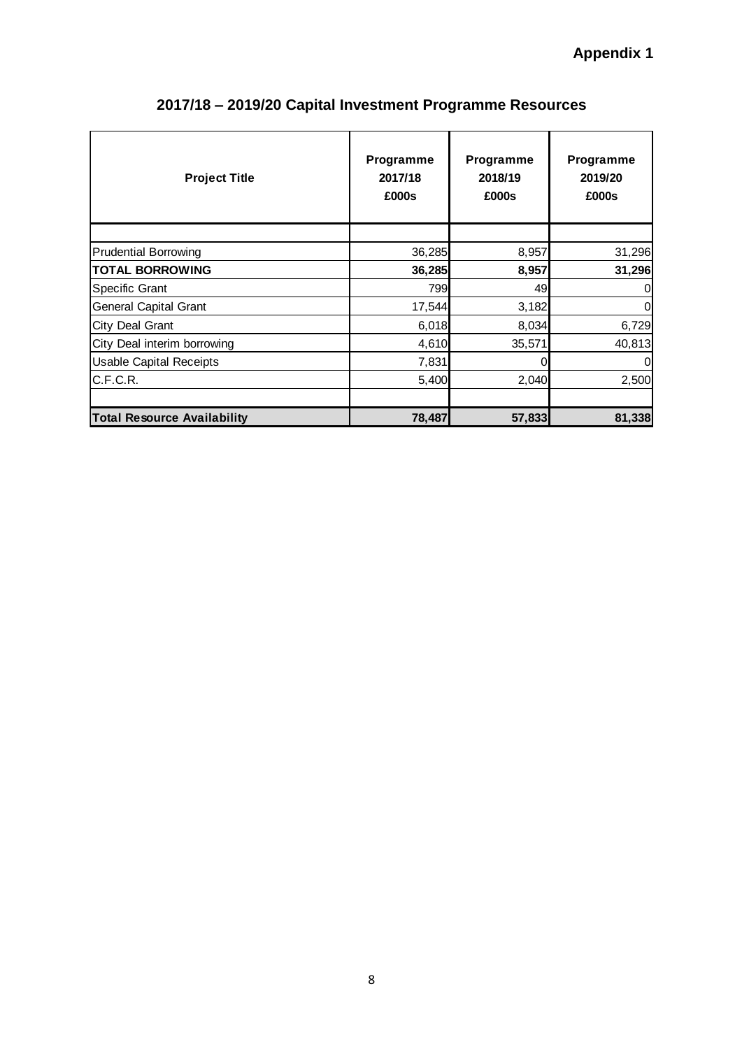**Appendix 1**

## 2017/18 – 2019/20 Capital Investment Programme Resources

| Project Title | Programme 2017/18 £000s | Programme 2018/19 £000s | Programme 2019/20 £000s |
|---|---|---|---|
| | | | |
| Prudential Borrowing | 36,285 | 8,957 | 31,296 |
| **TOTAL BORROWING** | **36,285** | **8,957** | **31,296** |
| Specific Grant | 799 | 49 | 0 |
| General Capital Grant | 17,544 | 3,182 | 0 |
| City Deal Grant | 6,018 | 8,034 | 6,729 |
| City Deal interim borrowing | 4,610 | 35,571 | 40,813 |
| Usable Capital Receipts | 7,831 | 0 | 0 |
| C.F.C.R. | 5,400 | 2,040 | 2,500 |
| | | | |
| **Total Resource Availability** | **78,487** | **57,833** | **81,338** |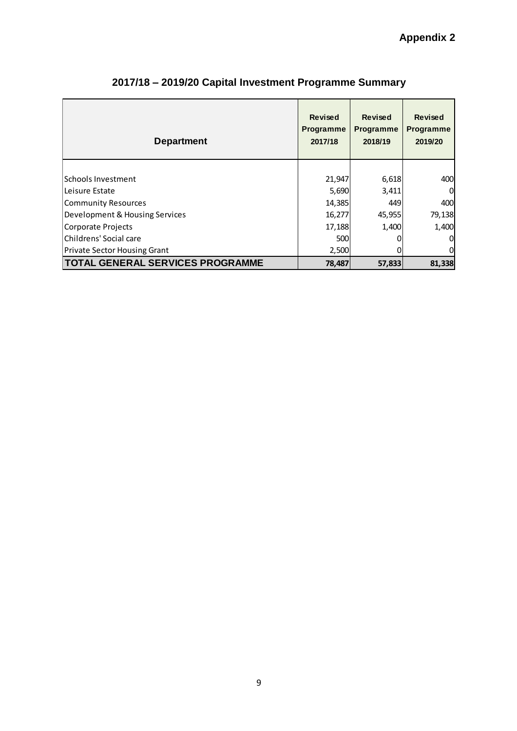**Appendix 2**

# 2017/18 – 2019/20 Capital Investment Programme Summary

| Department | Revised Programme 2017/18 | Revised Programme 2018/19 | Revised Programme 2019/20 |
|---|---|---|---|
| Schools Investment | 21,947 | 6,618 | 400 |
| Leisure Estate | 5,690 | 3,411 | 0 |
| Community Resources | 14,385 | 449 | 400 |
| Development & Housing Services | 16,277 | 45,955 | 79,138 |
| Corporate Projects | 17,188 | 1,400 | 1,400 |
| Childrens' Social care | 500 | 0 | 0 |
| Private Sector Housing Grant | 2,500 | 0 | 0 |
| **TOTAL GENERAL SERVICES PROGRAMME** | **78,487** | **57,833** | **81,338** |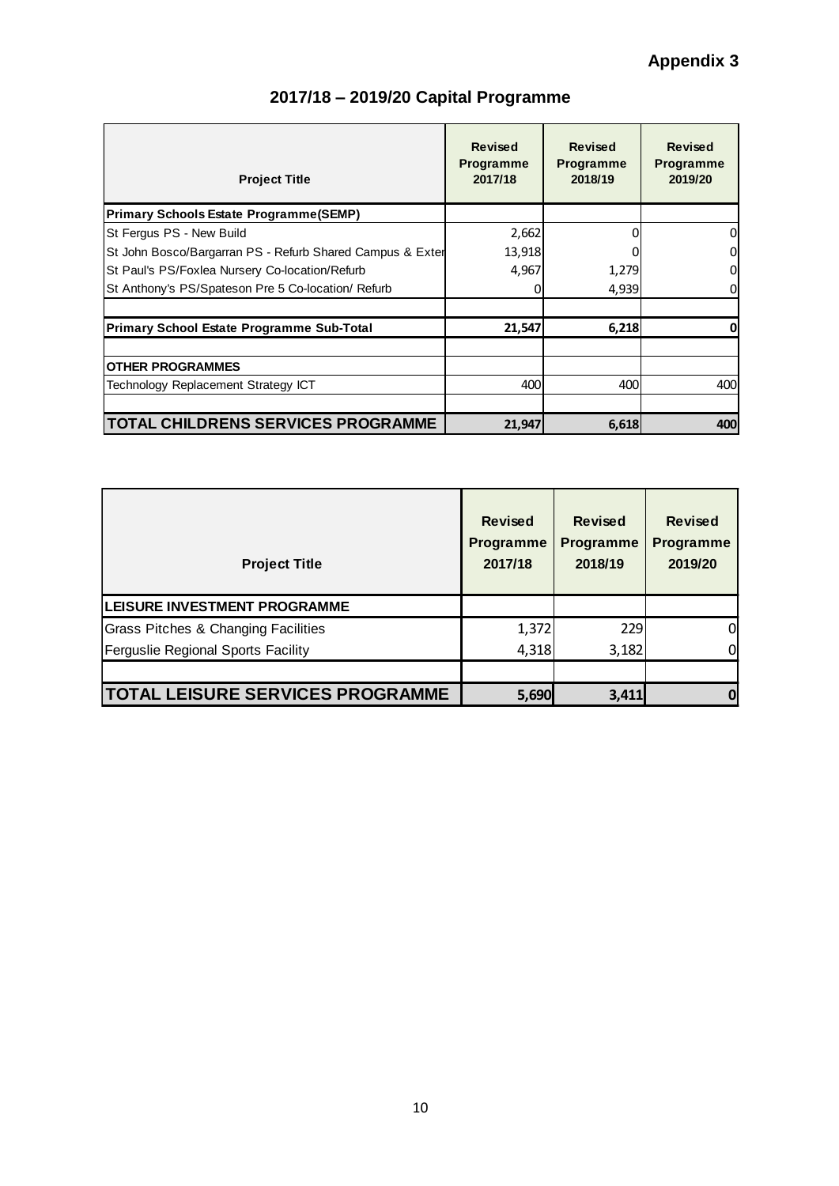**Appendix 3**

## 2017/18 – 2019/20 Capital Programme

| Project Title | Revised Programme 2017/18 | Revised Programme 2018/19 | Revised Programme 2019/20 |
|---|---|---|---|
| **Primary Schools Estate Programme(SEMP)** | | | |
| St Fergus PS - New Build | 2,662 | 0 | 0 |
| St John Bosco/Bargarran PS - Refurb Shared Campus & Exter | 13,918 | 0 | 0 |
| St Paul's PS/Foxlea Nursery Co-location/Refurb | 4,967 | 1,279 | 0 |
| St Anthony's PS/Spateson Pre 5 Co-location/ Refurb | 0 | 4,939 | 0 |
| | | | |
| **Primary School Estate Programme Sub-Total** | **21,547** | **6,218** | **0** |
| | | | |
| **OTHER PROGRAMMES** | | | |
| Technology Replacement Strategy ICT | 400 | 400 | 400 |
| | | | |
| **TOTAL CHILDRENS SERVICES PROGRAMME** | **21,947** | **6,618** | **400** |

| Project Title | Revised Programme 2017/18 | Revised Programme 2018/19 | Revised Programme 2019/20 |
|---|---|---|---|
| **LEISURE INVESTMENT PROGRAMME** | | | |
| Grass Pitches & Changing Facilities | 1,372 | 229 | 0 |
| Ferguslie Regional Sports Facility | 4,318 | 3,182 | 0 |
| | | | |
| **TOTAL LEISURE SERVICES PROGRAMME** | **5,690** | **3,411** | **0** |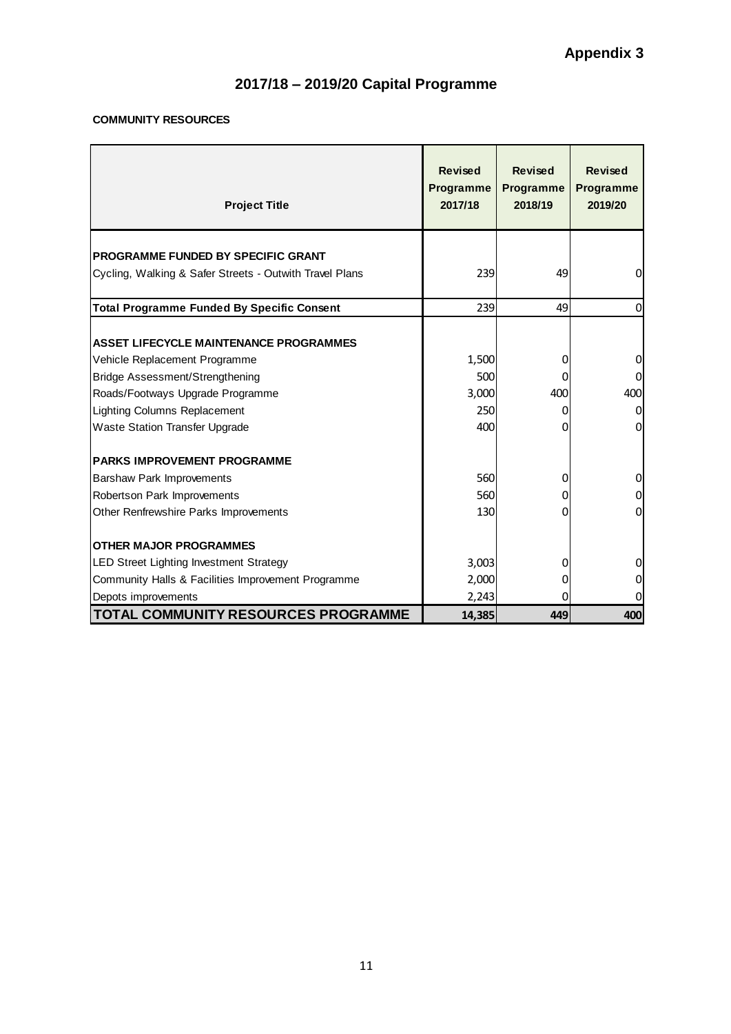**Appendix 3**

# 2017/18 – 2019/20 Capital Programme

**COMMUNITY RESOURCES**

| Project Title | Revised Programme 2017/18 | Revised Programme 2018/19 | Revised Programme 2019/20 |
|---|---|---|---|
| **PROGRAMME FUNDED BY SPECIFIC GRANT** | | | |
| Cycling, Walking & Safer Streets - Outwith Travel Plans | 239 | 49 | 0 |
| **Total Programme Funded By Specific Consent** | 239 | 49 | 0 |
| **ASSET LIFECYCLE MAINTENANCE PROGRAMMES** | | | |
| Vehicle Replacement Programme | 1,500 | 0 | 0 |
| Bridge Assessment/Strengthening | 500 | 0 | 0 |
| Roads/Footways Upgrade Programme | 3,000 | 400 | 400 |
| Lighting Columns Replacement | 250 | 0 | 0 |
| Waste Station Transfer Upgrade | 400 | 0 | 0 |
| **PARKS IMPROVEMENT PROGRAMME** | | | |
| Barshaw Park Improvements | 560 | 0 | 0 |
| Robertson Park Improvements | 560 | 0 | 0 |
| Other Renfrewshire Parks Improvements | 130 | 0 | 0 |
| **OTHER MAJOR PROGRAMMES** | | | |
| LED Street Lighting Investment Strategy | 3,003 | 0 | 0 |
| Community Halls & Facilities Improvement Programme | 2,000 | 0 | 0 |
| Depots improvements | 2,243 | 0 | 0 |
| **TOTAL COMMUNITY RESOURCES PROGRAMME** | **14,385** | **449** | **400** |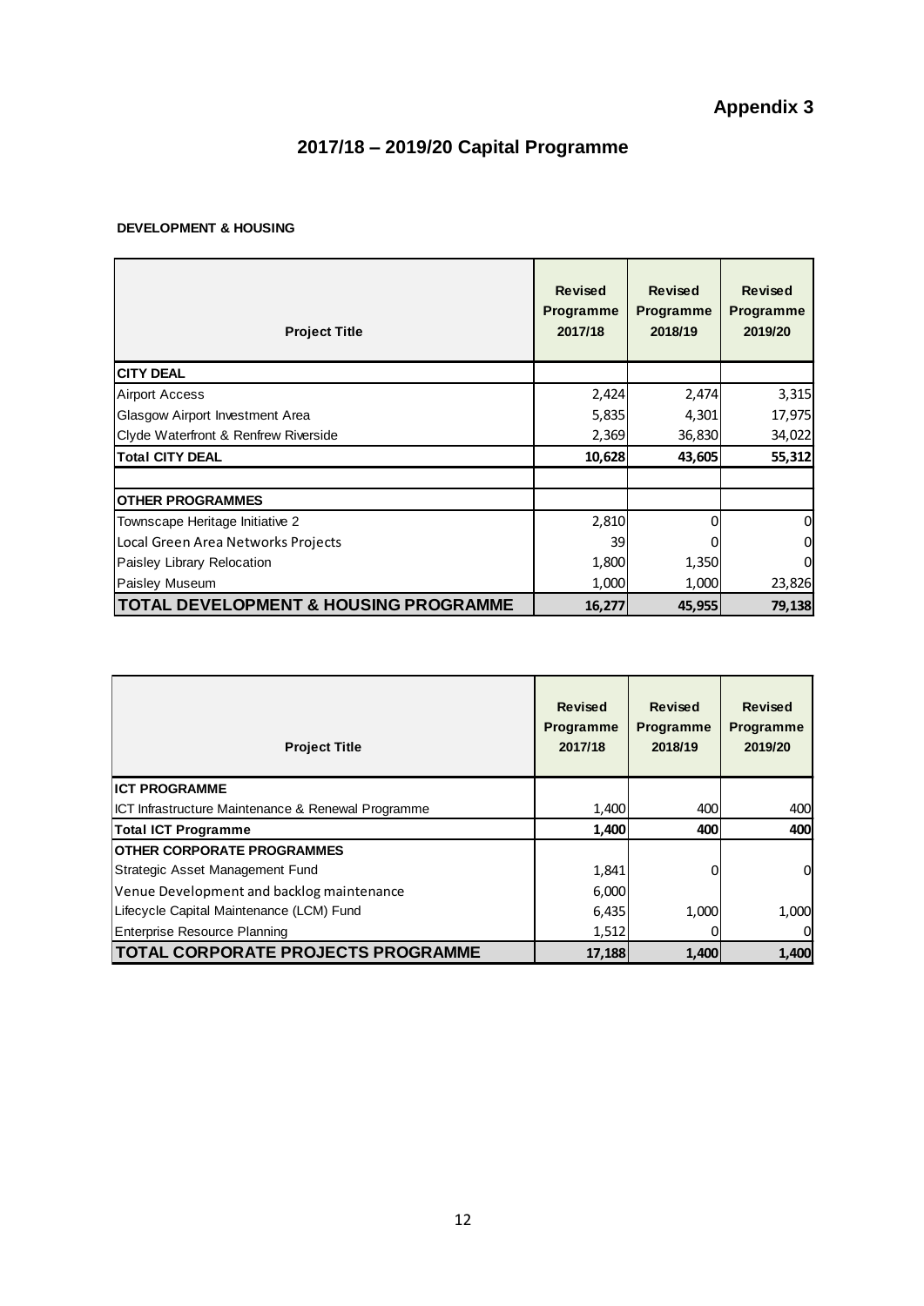**Appendix 3**

# 2017/18 – 2019/20 Capital Programme

**DEVELOPMENT & HOUSING**

| Project Title | Revised Programme 2017/18 | Revised Programme 2018/19 | Revised Programme 2019/20 |
|---|---|---|---|
| **CITY DEAL** | | | |
| Airport Access | 2,424 | 2,474 | 3,315 |
| Glasgow Airport Investment Area | 5,835 | 4,301 | 17,975 |
| Clyde Waterfront & Renfrew Riverside | 2,369 | 36,830 | 34,022 |
| **Total CITY DEAL** | **10,628** | **43,605** | **55,312** |
| | | | |
| **OTHER PROGRAMMES** | | | |
| Townscape Heritage Initiative 2 | 2,810 | 0 | 0 |
| Local Green Area Networks Projects | 39 | 0 | 0 |
| Paisley Library Relocation | 1,800 | 1,350 | 0 |
| Paisley Museum | 1,000 | 1,000 | 23,826 |
| **TOTAL DEVELOPMENT & HOUSING PROGRAMME** | **16,277** | **45,955** | **79,138** |

| Project Title | Revised Programme 2017/18 | Revised Programme 2018/19 | Revised Programme 2019/20 |
|---|---|---|---|
| **ICT PROGRAMME** | | | |
| ICT Infrastructure Maintenance & Renewal Programme | 1,400 | 400 | 400 |
| **Total ICT Programme** | **1,400** | **400** | **400** |
| **OTHER CORPORATE PROGRAMMES** | | | |
| Strategic Asset Management Fund | 1,841 | 0 | 0 |
| Venue Development and backlog maintenance | 6,000 | | |
| Lifecycle Capital Maintenance (LCM) Fund | 6,435 | 1,000 | 1,000 |
| Enterprise Resource Planning | 1,512 | 0 | 0 |
| **TOTAL CORPORATE PROJECTS PROGRAMME** | **17,188** | **1,400** | **1,400** |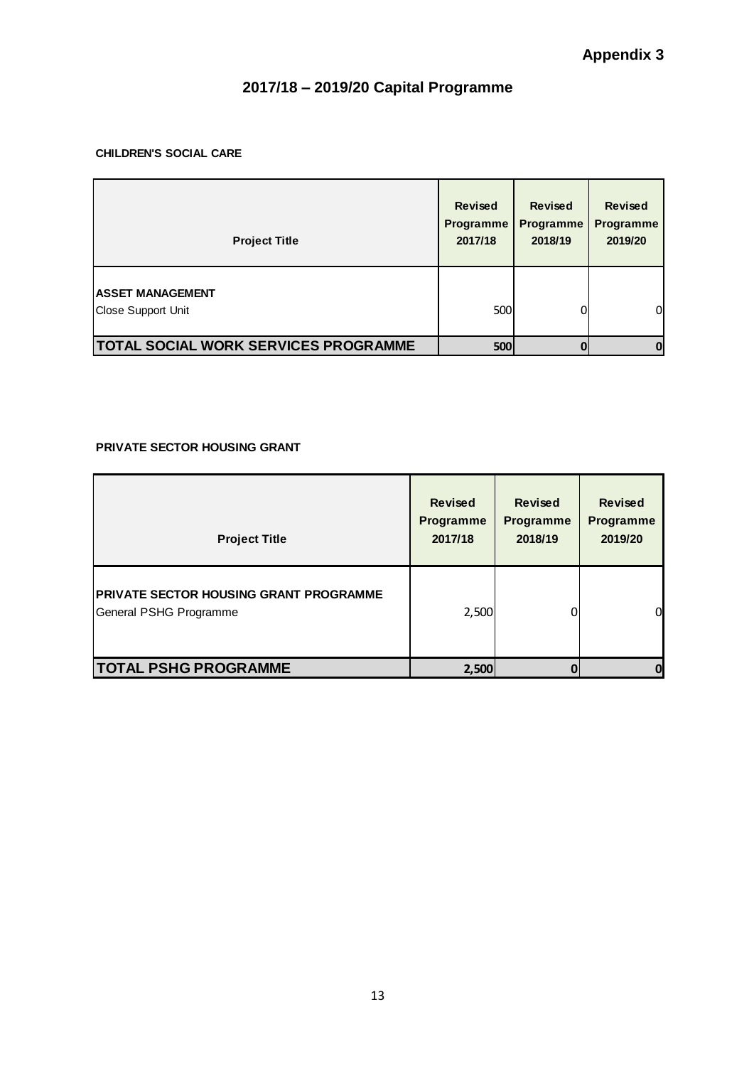**Appendix 3**

# 2017/18 – 2019/20 Capital Programme

**CHILDREN'S SOCIAL CARE**

| Project Title | Revised Programme 2017/18 | Revised Programme 2018/19 | Revised Programme 2019/20 |
|---|---|---|---|
| **ASSET MANAGEMENT** | | | |
| Close Support Unit | 500 | 0 | 0 |
| **TOTAL SOCIAL WORK SERVICES PROGRAMME** | **500** | **0** | **0** |

**PRIVATE SECTOR HOUSING GRANT**

| Project Title | Revised Programme 2017/18 | Revised Programme 2018/19 | Revised Programme 2019/20 |
|---|---|---|---|
| **PRIVATE SECTOR HOUSING GRANT PROGRAMME** | | | |
| General PSHG Programme | 2,500 | 0 | 0 |
| **TOTAL PSHG PROGRAMME** | **2,500** | **0** | **0** |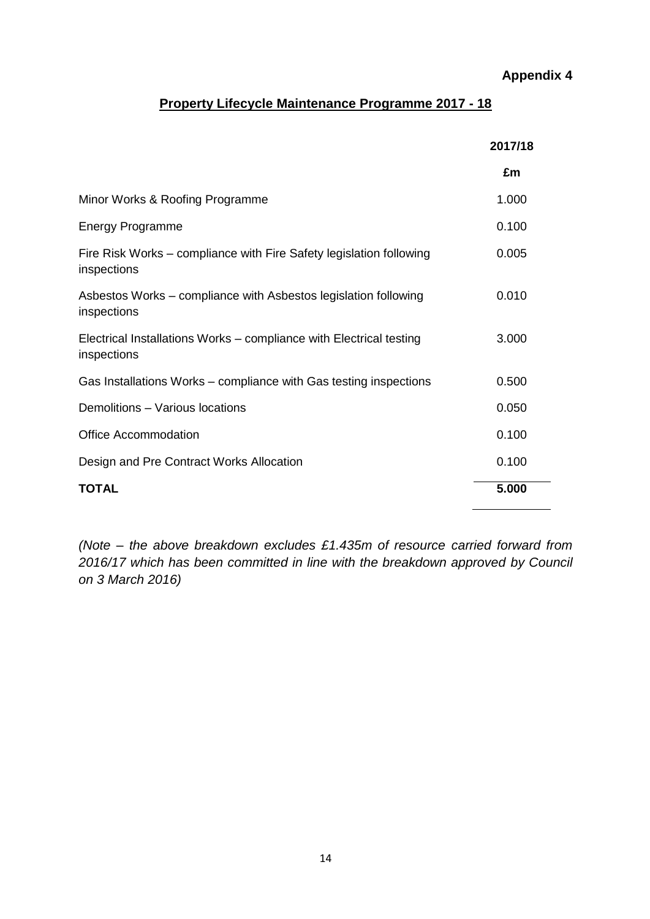**Appendix 4**

## Property Lifecycle Maintenance Programme 2017 - 18

| | **2017/18** |
|---|---|
| | **£m** |
| Minor Works & Roofing Programme | 1.000 |
| Energy Programme | 0.100 |
| Fire Risk Works – compliance with Fire Safety legislation following inspections | 0.005 |
| Asbestos Works – compliance with Asbestos legislation following inspections | 0.010 |
| Electrical Installations Works – compliance with Electrical testing inspections | 3.000 |
| Gas Installations Works – compliance with Gas testing inspections | 0.500 |
| Demolitions – Various locations | 0.050 |
| Office Accommodation | 0.100 |
| Design and Pre Contract Works Allocation | 0.100 |
| **TOTAL** | **5.000** |

*(Note – the above breakdown excludes £1.435m of resource carried forward from 2016/17 which has been committed in line with the breakdown approved by Council on 3 March 2016)*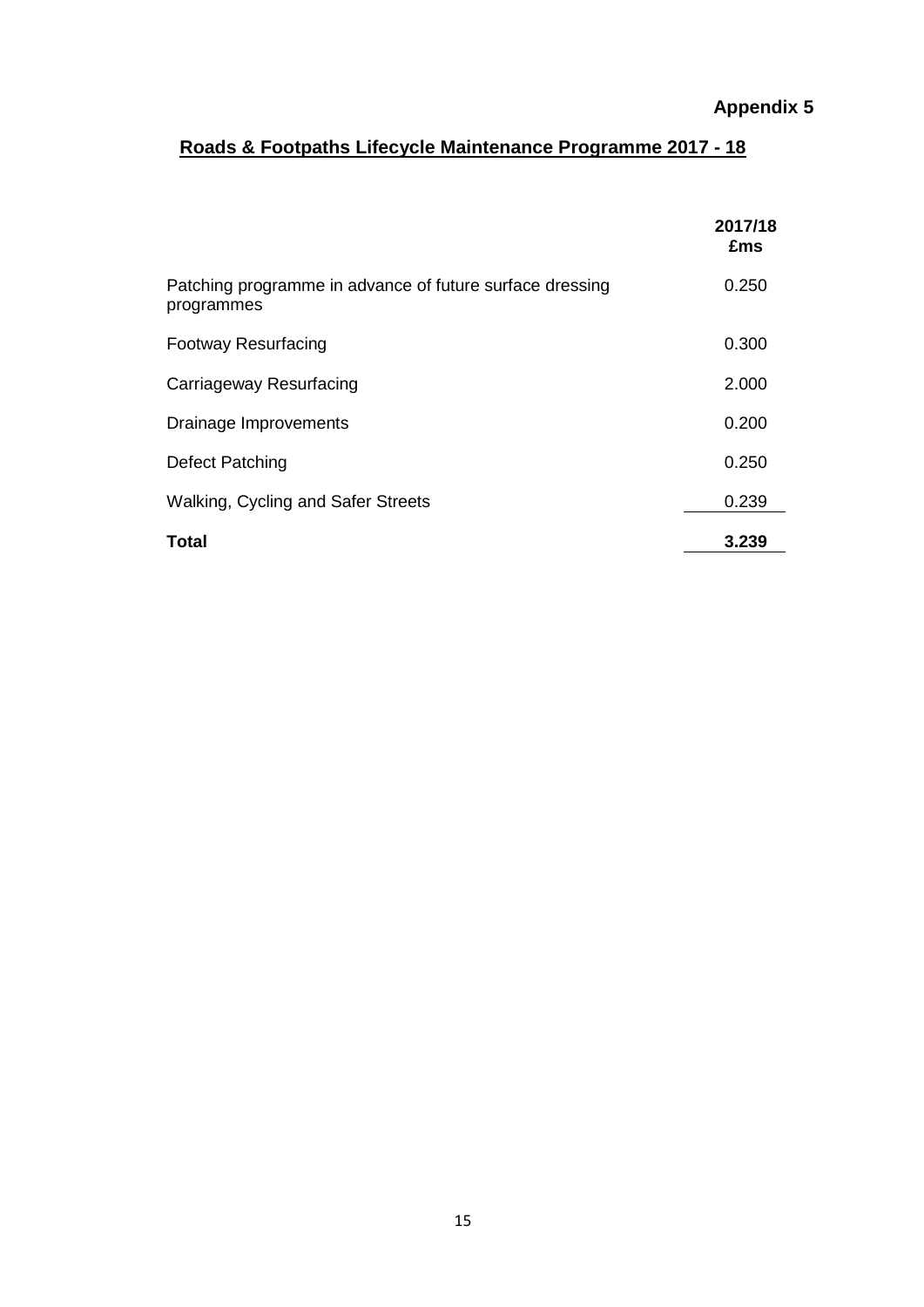**Appendix 5**

## Roads & Footpaths Lifecycle Maintenance Programme 2017 - 18

| | **2017/18 £ms** |
|---|---|
| Patching programme in advance of future surface dressing programmes | 0.250 |
| Footway Resurfacing | 0.300 |
| Carriageway Resurfacing | 2.000 |
| Drainage Improvements | 0.200 |
| Defect Patching | 0.250 |
| Walking, Cycling and Safer Streets | 0.239 |
| **Total** | **3.239** |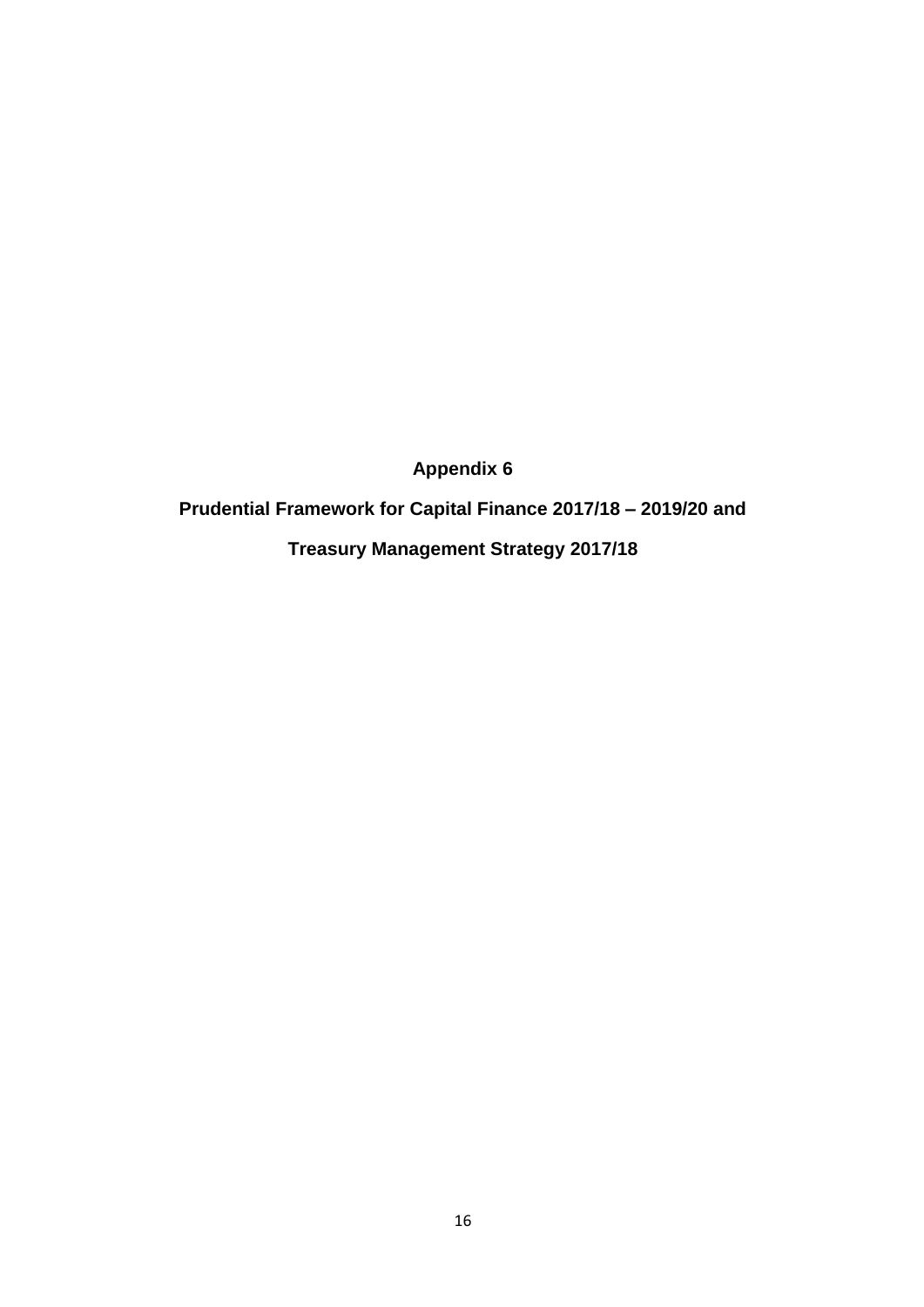# Appendix 6

## Prudential Framework for Capital Finance 2017/18 – 2019/20 and

## Treasury Management Strategy 2017/18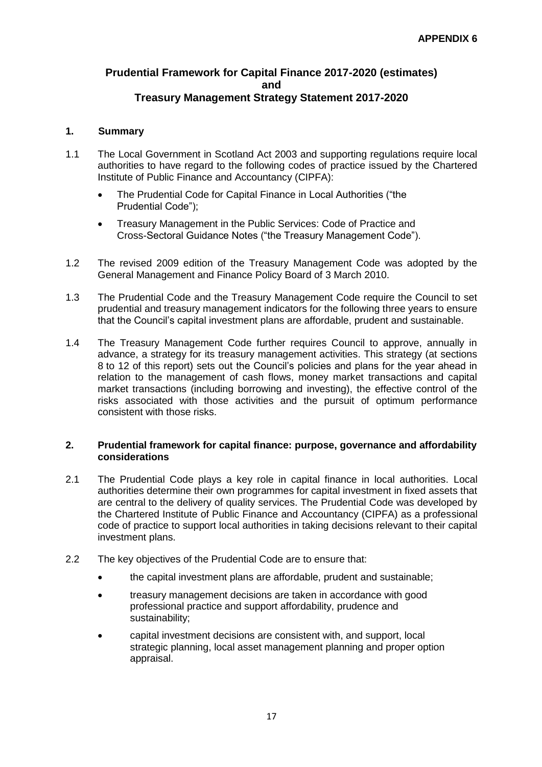**APPENDIX 6**

# Prudential Framework for Capital Finance 2017-2020 (estimates) and Treasury Management Strategy Statement 2017-2020

## 1. Summary

1.1 The Local Government in Scotland Act 2003 and supporting regulations require local authorities to have regard to the following codes of practice issued by the Chartered Institute of Public Finance and Accountancy (CIPFA):

- The Prudential Code for Capital Finance in Local Authorities ("the Prudential Code");
- Treasury Management in the Public Services: Code of Practice and Cross-Sectoral Guidance Notes ("the Treasury Management Code").

1.2 The revised 2009 edition of the Treasury Management Code was adopted by the General Management and Finance Policy Board of 3 March 2010.

1.3 The Prudential Code and the Treasury Management Code require the Council to set prudential and treasury management indicators for the following three years to ensure that the Council's capital investment plans are affordable, prudent and sustainable.

1.4 The Treasury Management Code further requires Council to approve, annually in advance, a strategy for its treasury management activities. This strategy (at sections 8 to 12 of this report) sets out the Council's policies and plans for the year ahead in relation to the management of cash flows, money market transactions and capital market transactions (including borrowing and investing), the effective control of the risks associated with those activities and the pursuit of optimum performance consistent with those risks.

## 2. Prudential framework for capital finance: purpose, governance and affordability considerations

2.1 The Prudential Code plays a key role in capital finance in local authorities. Local authorities determine their own programmes for capital investment in fixed assets that are central to the delivery of quality services. The Prudential Code was developed by the Chartered Institute of Public Finance and Accountancy (CIPFA) as a professional code of practice to support local authorities in taking decisions relevant to their capital investment plans.

2.2 The key objectives of the Prudential Code are to ensure that:

- the capital investment plans are affordable, prudent and sustainable;
- treasury management decisions are taken in accordance with good professional practice and support affordability, prudence and sustainability;
- capital investment decisions are consistent with, and support, local strategic planning, local asset management planning and proper option appraisal.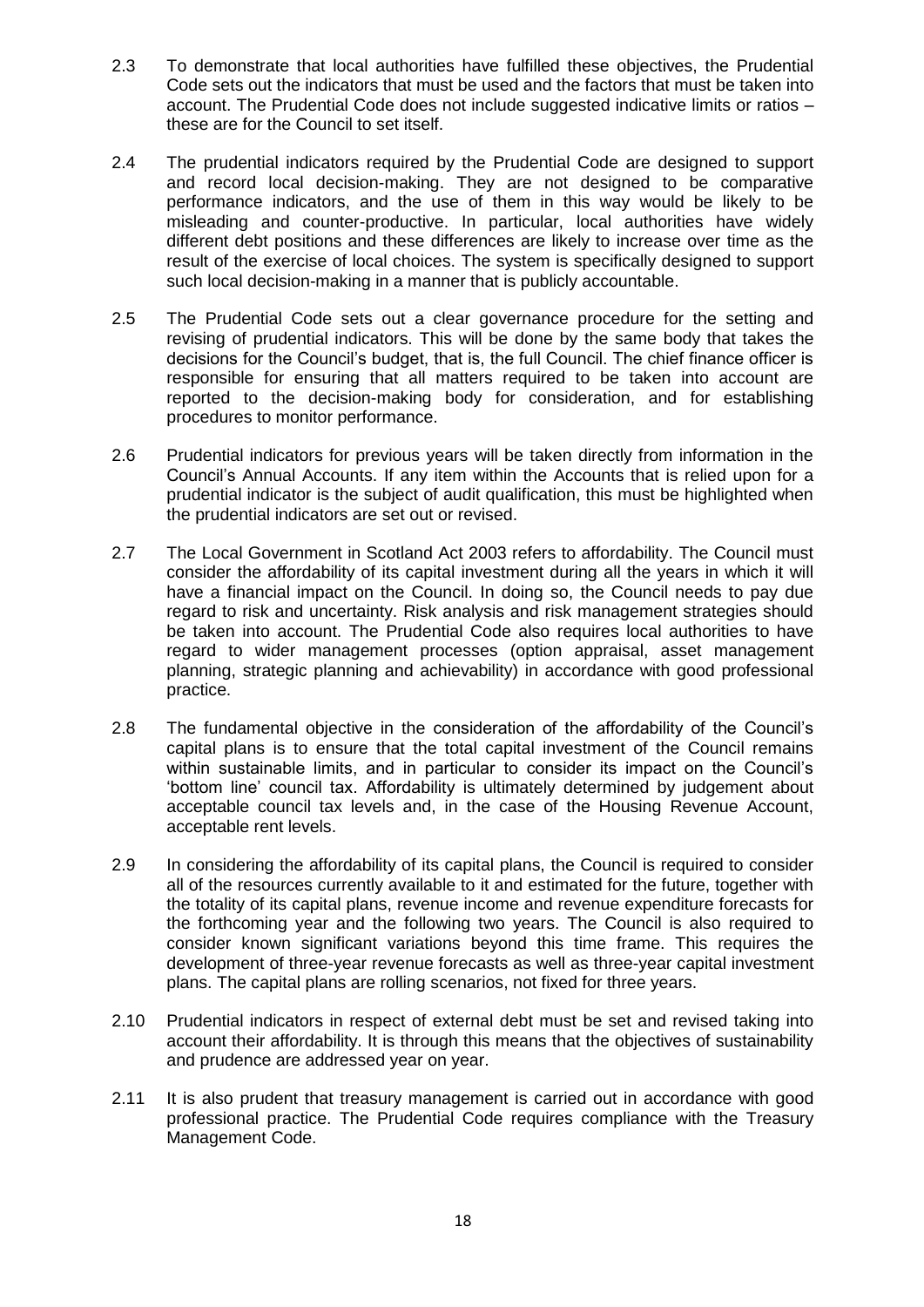2.3 To demonstrate that local authorities have fulfilled these objectives, the Prudential Code sets out the indicators that must be used and the factors that must be taken into account. The Prudential Code does not include suggested indicative limits or ratios – these are for the Council to set itself.

2.4 The prudential indicators required by the Prudential Code are designed to support and record local decision-making. They are not designed to be comparative performance indicators, and the use of them in this way would be likely to be misleading and counter-productive. In particular, local authorities have widely different debt positions and these differences are likely to increase over time as the result of the exercise of local choices. The system is specifically designed to support such local decision-making in a manner that is publicly accountable.

2.5 The Prudential Code sets out a clear governance procedure for the setting and revising of prudential indicators. This will be done by the same body that takes the decisions for the Council's budget, that is, the full Council. The chief finance officer is responsible for ensuring that all matters required to be taken into account are reported to the decision-making body for consideration, and for establishing procedures to monitor performance.

2.6 Prudential indicators for previous years will be taken directly from information in the Council's Annual Accounts. If any item within the Accounts that is relied upon for a prudential indicator is the subject of audit qualification, this must be highlighted when the prudential indicators are set out or revised.

2.7 The Local Government in Scotland Act 2003 refers to affordability. The Council must consider the affordability of its capital investment during all the years in which it will have a financial impact on the Council. In doing so, the Council needs to pay due regard to risk and uncertainty. Risk analysis and risk management strategies should be taken into account. The Prudential Code also requires local authorities to have regard to wider management processes (option appraisal, asset management planning, strategic planning and achievability) in accordance with good professional practice.

2.8 The fundamental objective in the consideration of the affordability of the Council's capital plans is to ensure that the total capital investment of the Council remains within sustainable limits, and in particular to consider its impact on the Council's 'bottom line' council tax. Affordability is ultimately determined by judgement about acceptable council tax levels and, in the case of the Housing Revenue Account, acceptable rent levels.

2.9 In considering the affordability of its capital plans, the Council is required to consider all of the resources currently available to it and estimated for the future, together with the totality of its capital plans, revenue income and revenue expenditure forecasts for the forthcoming year and the following two years. The Council is also required to consider known significant variations beyond this time frame. This requires the development of three-year revenue forecasts as well as three-year capital investment plans. The capital plans are rolling scenarios, not fixed for three years.

2.10 Prudential indicators in respect of external debt must be set and revised taking into account their affordability. It is through this means that the objectives of sustainability and prudence are addressed year on year.

2.11 It is also prudent that treasury management is carried out in accordance with good professional practice. The Prudential Code requires compliance with the Treasury Management Code.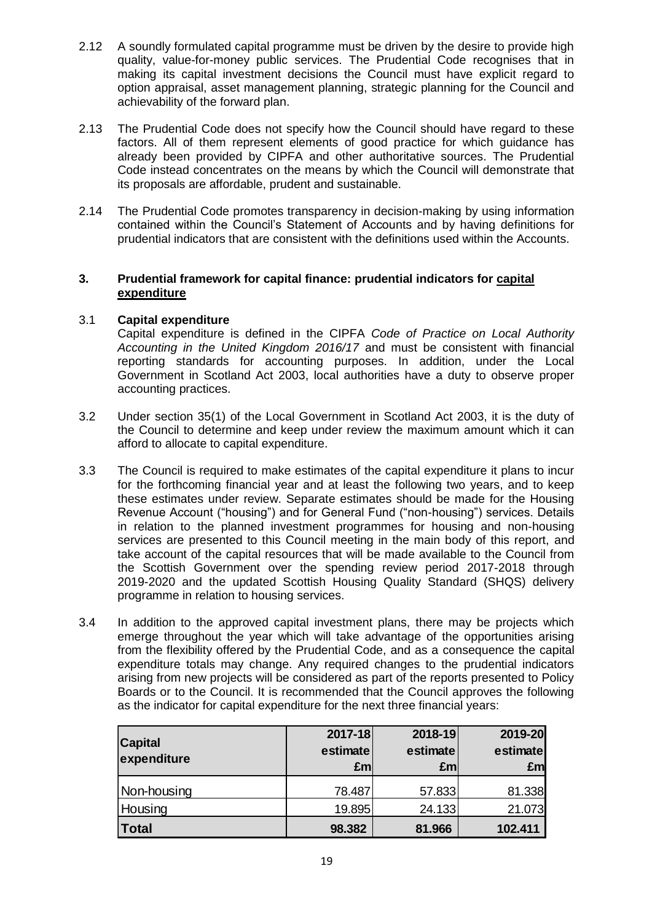2.12 A soundly formulated capital programme must be driven by the desire to provide high quality, value-for-money public services. The Prudential Code recognises that in making its capital investment decisions the Council must have explicit regard to option appraisal, asset management planning, strategic planning for the Council and achievability of the forward plan.

2.13 The Prudential Code does not specify how the Council should have regard to these factors. All of them represent elements of good practice for which guidance has already been provided by CIPFA and other authoritative sources. The Prudential Code instead concentrates on the means by which the Council will demonstrate that its proposals are affordable, prudent and sustainable.

2.14 The Prudential Code promotes transparency in decision-making by using information contained within the Council's Statement of Accounts and by having definitions for prudential indicators that are consistent with the definitions used within the Accounts.

## 3. Prudential framework for capital finance: prudential indicators for capital expenditure

### 3.1 Capital expenditure

Capital expenditure is defined in the CIPFA *Code of Practice on Local Authority Accounting in the United Kingdom 2016/17* and must be consistent with financial reporting standards for accounting purposes. In addition, under the Local Government in Scotland Act 2003, local authorities have a duty to observe proper accounting practices.

3.2 Under section 35(1) of the Local Government in Scotland Act 2003, it is the duty of the Council to determine and keep under review the maximum amount which it can afford to allocate to capital expenditure.

3.3 The Council is required to make estimates of the capital expenditure it plans to incur for the forthcoming financial year and at least the following two years, and to keep these estimates under review. Separate estimates should be made for the Housing Revenue Account ("housing") and for General Fund ("non-housing") services. Details in relation to the planned investment programmes for housing and non-housing services are presented to this Council meeting in the main body of this report, and take account of the capital resources that will be made available to the Council from the Scottish Government over the spending review period 2017-2018 through 2019-2020 and the updated Scottish Housing Quality Standard (SHQS) delivery programme in relation to housing services.

3.4 In addition to the approved capital investment plans, there may be projects which emerge throughout the year which will take advantage of the opportunities arising from the flexibility offered by the Prudential Code, and as a consequence the capital expenditure totals may change. Any required changes to the prudential indicators arising from new projects will be considered as part of the reports presented to Policy Boards or to the Council. It is recommended that the Council approves the following as the indicator for capital expenditure for the next three financial years:

| Capital expenditure | 2017-18 estimate £m | 2018-19 estimate £m | 2019-20 estimate £m |
|---|---|---|---|
| Non-housing | 78.487 | 57.833 | 81.338 |
| Housing | 19.895 | 24.133 | 21.073 |
| **Total** | **98.382** | **81.966** | **102.411** |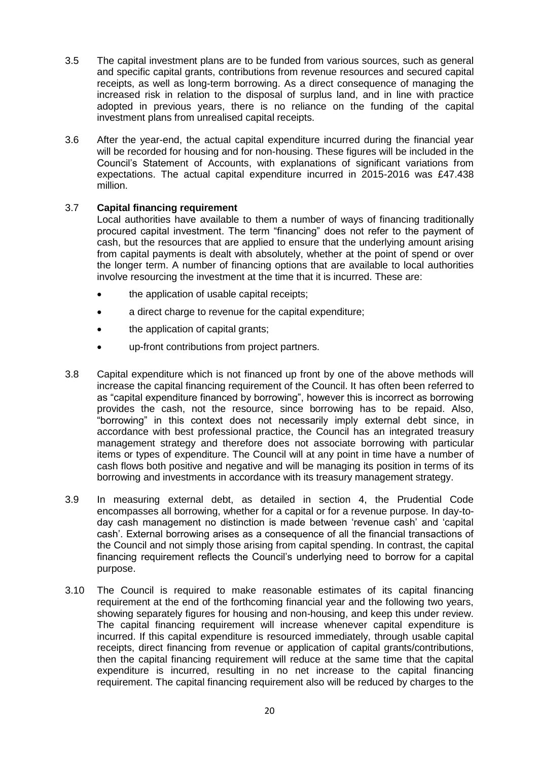3.5 The capital investment plans are to be funded from various sources, such as general and specific capital grants, contributions from revenue resources and secured capital receipts, as well as long-term borrowing. As a direct consequence of managing the increased risk in relation to the disposal of surplus land, and in line with practice adopted in previous years, there is no reliance on the funding of the capital investment plans from unrealised capital receipts.

3.6 After the year-end, the actual capital expenditure incurred during the financial year will be recorded for housing and for non-housing. These figures will be included in the Council's Statement of Accounts, with explanations of significant variations from expectations. The actual capital expenditure incurred in 2015-2016 was £47.438 million.

3.7 **Capital financing requirement**

Local authorities have available to them a number of ways of financing traditionally procured capital investment. The term "financing" does not refer to the payment of cash, but the resources that are applied to ensure that the underlying amount arising from capital payments is dealt with absolutely, whether at the point of spend or over the longer term. A number of financing options that are available to local authorities involve resourcing the investment at the time that it is incurred. These are:

- the application of usable capital receipts;
- a direct charge to revenue for the capital expenditure;
- the application of capital grants;
- up-front contributions from project partners.

3.8 Capital expenditure which is not financed up front by one of the above methods will increase the capital financing requirement of the Council. It has often been referred to as "capital expenditure financed by borrowing", however this is incorrect as borrowing provides the cash, not the resource, since borrowing has to be repaid. Also, "borrowing" in this context does not necessarily imply external debt since, in accordance with best professional practice, the Council has an integrated treasury management strategy and therefore does not associate borrowing with particular items or types of expenditure. The Council will at any point in time have a number of cash flows both positive and negative and will be managing its position in terms of its borrowing and investments in accordance with its treasury management strategy.

3.9 In measuring external debt, as detailed in section 4, the Prudential Code encompasses all borrowing, whether for a capital or for a revenue purpose. In day-to-day cash management no distinction is made between 'revenue cash' and 'capital cash'. External borrowing arises as a consequence of all the financial transactions of the Council and not simply those arising from capital spending. In contrast, the capital financing requirement reflects the Council's underlying need to borrow for a capital purpose.

3.10 The Council is required to make reasonable estimates of its capital financing requirement at the end of the forthcoming financial year and the following two years, showing separately figures for housing and non-housing, and keep this under review. The capital financing requirement will increase whenever capital expenditure is incurred. If this capital expenditure is resourced immediately, through usable capital receipts, direct financing from revenue or application of capital grants/contributions, then the capital financing requirement will reduce at the same time that the capital expenditure is incurred, resulting in no net increase to the capital financing requirement. The capital financing requirement also will be reduced by charges to the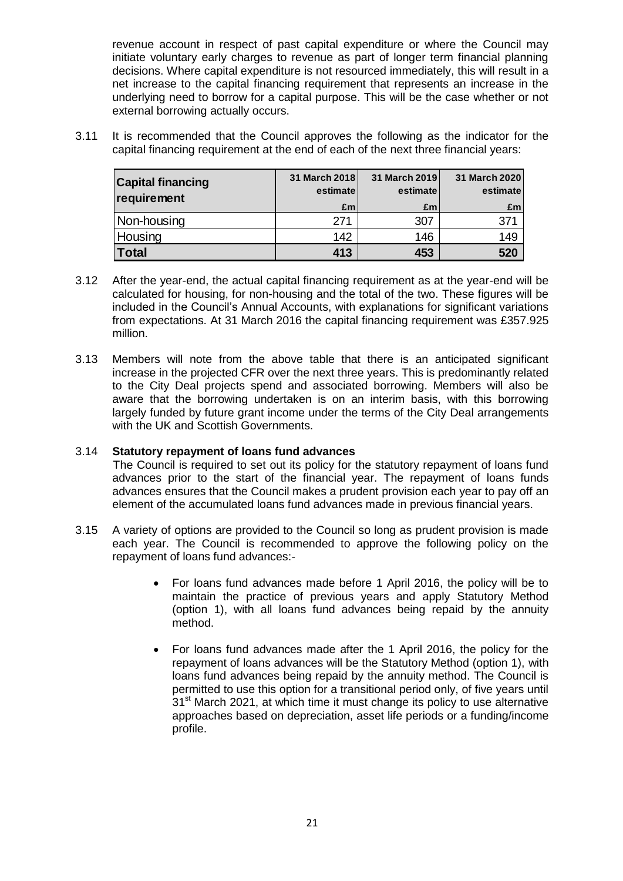revenue account in respect of past capital expenditure or where the Council may initiate voluntary early charges to revenue as part of longer term financial planning decisions. Where capital expenditure is not resourced immediately, this will result in a net increase to the capital financing requirement that represents an increase in the underlying need to borrow for a capital purpose. This will be the case whether or not external borrowing actually occurs.

3.11 It is recommended that the Council approves the following as the indicator for the capital financing requirement at the end of each of the next three financial years:

| Capital financing requirement | 31 March 2018 estimate £m | 31 March 2019 estimate £m | 31 March 2020 estimate £m |
|---|---|---|---|
| Non-housing | 271 | 307 | 371 |
| Housing | 142 | 146 | 149 |
| **Total** | **413** | **453** | **520** |

3.12 After the year-end, the actual capital financing requirement as at the year-end will be calculated for housing, for non-housing and the total of the two. These figures will be included in the Council's Annual Accounts, with explanations for significant variations from expectations. At 31 March 2016 the capital financing requirement was £357.925 million.

3.13 Members will note from the above table that there is an anticipated significant increase in the projected CFR over the next three years. This is predominantly related to the City Deal projects spend and associated borrowing. Members will also be aware that the borrowing undertaken is on an interim basis, with this borrowing largely funded by future grant income under the terms of the City Deal arrangements with the UK and Scottish Governments.

3.14 **Statutory repayment of loans fund advances**

The Council is required to set out its policy for the statutory repayment of loans fund advances prior to the start of the financial year. The repayment of loans funds advances ensures that the Council makes a prudent provision each year to pay off an element of the accumulated loans fund advances made in previous financial years.

3.15 A variety of options are provided to the Council so long as prudent provision is made each year. The Council is recommended to approve the following policy on the repayment of loans fund advances:-

- For loans fund advances made before 1 April 2016, the policy will be to maintain the practice of previous years and apply Statutory Method (option 1), with all loans fund advances being repaid by the annuity method.
- For loans fund advances made after the 1 April 2016, the policy for the repayment of loans advances will be the Statutory Method (option 1), with loans fund advances being repaid by the annuity method. The Council is permitted to use this option for a transitional period only, of five years until 31st March 2021, at which time it must change its policy to use alternative approaches based on depreciation, asset life periods or a funding/income profile.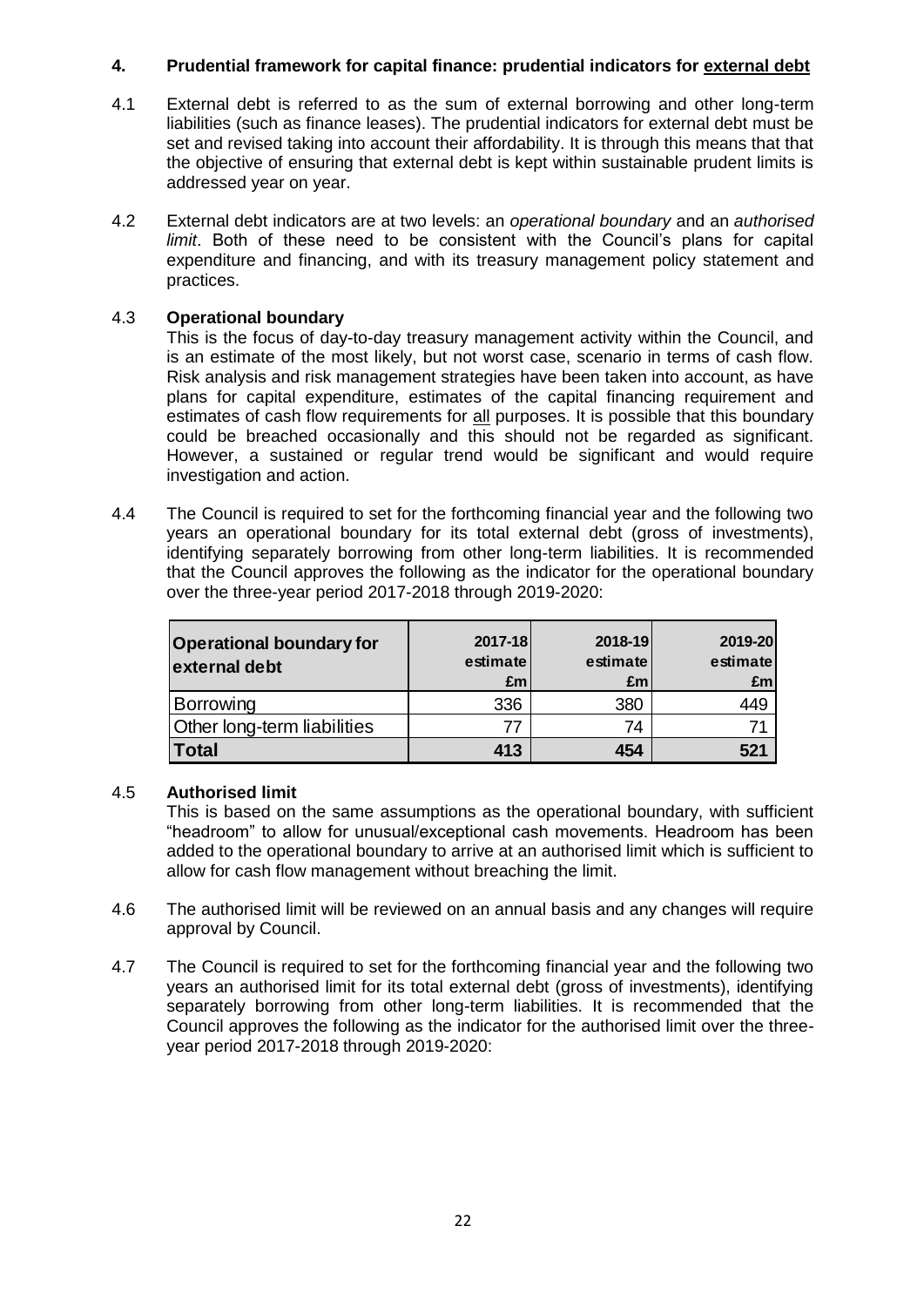## 4. Prudential framework for capital finance: prudential indicators for <u>external debt</u>

4.1 External debt is referred to as the sum of external borrowing and other long-term liabilities (such as finance leases). The prudential indicators for external debt must be set and revised taking into account their affordability. It is through this means that that the objective of ensuring that external debt is kept within sustainable prudent limits is addressed year on year.

4.2 External debt indicators are at two levels: an *operational boundary* and an *authorised limit*. Both of these need to be consistent with the Council's plans for capital expenditure and financing, and with its treasury management policy statement and practices.

### 4.3 Operational boundary

This is the focus of day-to-day treasury management activity within the Council, and is an estimate of the most likely, but not worst case, scenario in terms of cash flow. Risk analysis and risk management strategies have been taken into account, as have plans for capital expenditure, estimates of the capital financing requirement and estimates of cash flow requirements for <u>all</u> purposes. It is possible that this boundary could be breached occasionally and this should not be regarded as significant. However, a sustained or regular trend would be significant and would require investigation and action.

4.4 The Council is required to set for the forthcoming financial year and the following two years an operational boundary for its total external debt (gross of investments), identifying separately borrowing from other long-term liabilities. It is recommended that the Council approves the following as the indicator for the operational boundary over the three-year period 2017-2018 through 2019-2020:

| Operational boundary for external debt | 2017-18 estimate £m | 2018-19 estimate £m | 2019-20 estimate £m |
|---|---|---|---|
| Borrowing | 336 | 380 | 449 |
| Other long-term liabilities | 77 | 74 | 71 |
| **Total** | **413** | **454** | **521** |

### 4.5 Authorised limit

This is based on the same assumptions as the operational boundary, with sufficient "headroom" to allow for unusual/exceptional cash movements. Headroom has been added to the operational boundary to arrive at an authorised limit which is sufficient to allow for cash flow management without breaching the limit.

4.6 The authorised limit will be reviewed on an annual basis and any changes will require approval by Council.

4.7 The Council is required to set for the forthcoming financial year and the following two years an authorised limit for its total external debt (gross of investments), identifying separately borrowing from other long-term liabilities. It is recommended that the Council approves the following as the indicator for the authorised limit over the three-year period 2017-2018 through 2019-2020: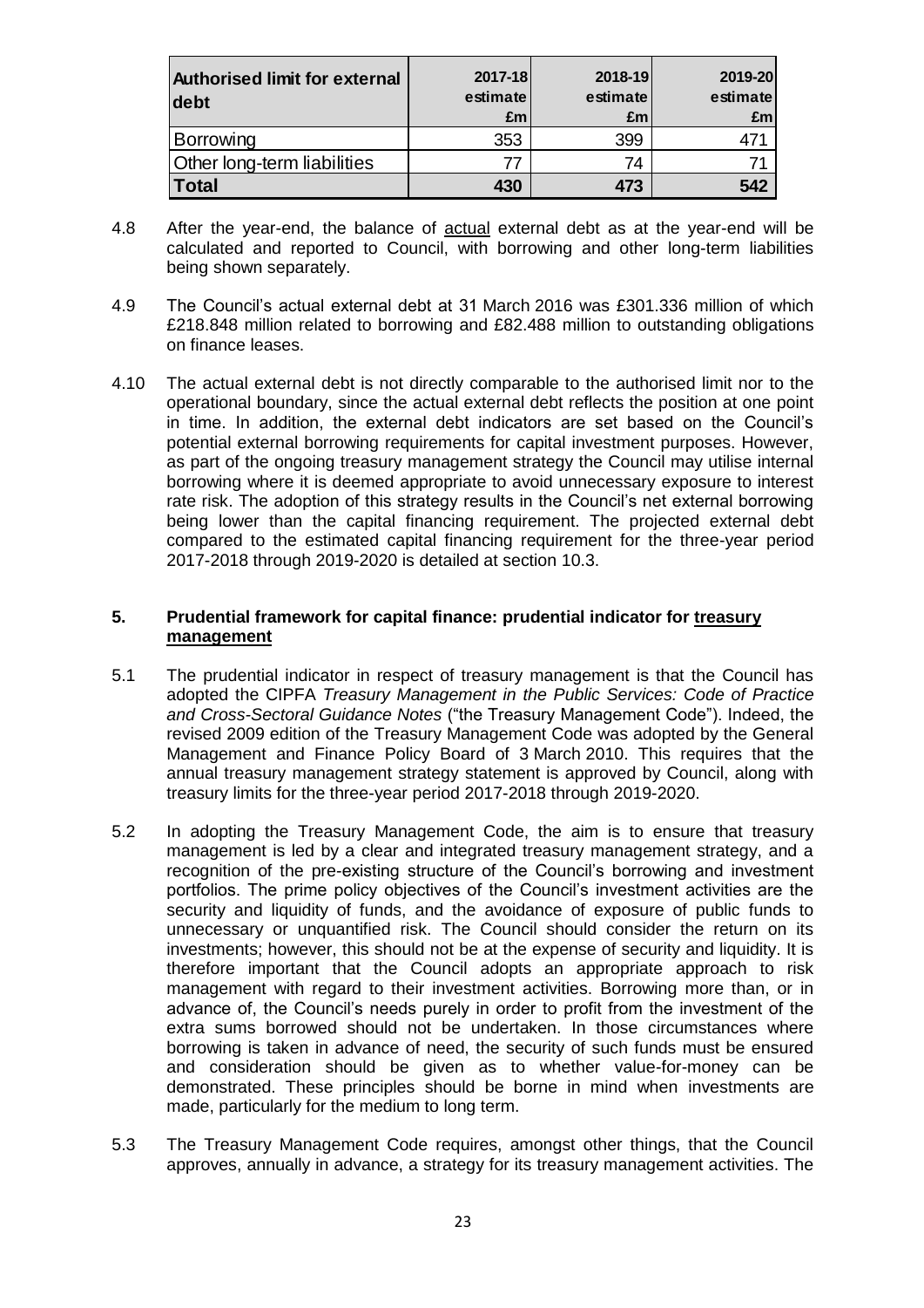| Authorised limit for external debt | 2017-18 estimate £m | 2018-19 estimate £m | 2019-20 estimate £m |
|---|---|---|---|
| Borrowing | 353 | 399 | 471 |
| Other long-term liabilities | 77 | 74 | 71 |
| **Total** | **430** | **473** | **542** |

4.8 After the year-end, the balance of actual external debt as at the year-end will be calculated and reported to Council, with borrowing and other long-term liabilities being shown separately.

4.9 The Council's actual external debt at 31 March 2016 was £301.336 million of which £218.848 million related to borrowing and £82.488 million to outstanding obligations on finance leases.

4.10 The actual external debt is not directly comparable to the authorised limit nor to the operational boundary, since the actual external debt reflects the position at one point in time. In addition, the external debt indicators are set based on the Council's potential external borrowing requirements for capital investment purposes. However, as part of the ongoing treasury management strategy the Council may utilise internal borrowing where it is deemed appropriate to avoid unnecessary exposure to interest rate risk. The adoption of this strategy results in the Council's net external borrowing being lower than the capital financing requirement. The projected external debt compared to the estimated capital financing requirement for the three-year period 2017-2018 through 2019-2020 is detailed at section 10.3.

## 5. Prudential framework for capital finance: prudential indicator for treasury management

5.1 The prudential indicator in respect of treasury management is that the Council has adopted the CIPFA *Treasury Management in the Public Services: Code of Practice and Cross-Sectoral Guidance Notes* ("the Treasury Management Code"). Indeed, the revised 2009 edition of the Treasury Management Code was adopted by the General Management and Finance Policy Board of 3 March 2010. This requires that the annual treasury management strategy statement is approved by Council, along with treasury limits for the three-year period 2017-2018 through 2019-2020.

5.2 In adopting the Treasury Management Code, the aim is to ensure that treasury management is led by a clear and integrated treasury management strategy, and a recognition of the pre-existing structure of the Council's borrowing and investment portfolios. The prime policy objectives of the Council's investment activities are the security and liquidity of funds, and the avoidance of exposure of public funds to unnecessary or unquantified risk. The Council should consider the return on its investments; however, this should not be at the expense of security and liquidity. It is therefore important that the Council adopts an appropriate approach to risk management with regard to their investment activities. Borrowing more than, or in advance of, the Council's needs purely in order to profit from the investment of the extra sums borrowed should not be undertaken. In those circumstances where borrowing is taken in advance of need, the security of such funds must be ensured and consideration should be given as to whether value-for-money can be demonstrated. These principles should be borne in mind when investments are made, particularly for the medium to long term.

5.3 The Treasury Management Code requires, amongst other things, that the Council approves, annually in advance, a strategy for its treasury management activities. The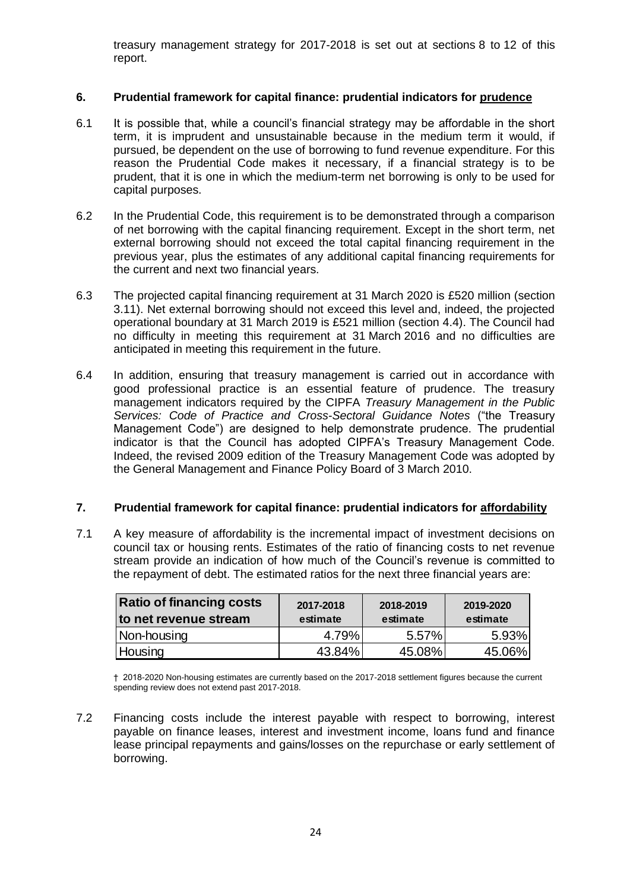treasury management strategy for 2017-2018 is set out at sections 8 to 12 of this report.

## 6. Prudential framework for capital finance: prudential indicators for prudence

6.1 It is possible that, while a council's financial strategy may be affordable in the short term, it is imprudent and unsustainable because in the medium term it would, if pursued, be dependent on the use of borrowing to fund revenue expenditure. For this reason the Prudential Code makes it necessary, if a financial strategy is to be prudent, that it is one in which the medium-term net borrowing is only to be used for capital purposes.

6.2 In the Prudential Code, this requirement is to be demonstrated through a comparison of net borrowing with the capital financing requirement. Except in the short term, net external borrowing should not exceed the total capital financing requirement in the previous year, plus the estimates of any additional capital financing requirements for the current and next two financial years.

6.3 The projected capital financing requirement at 31 March 2020 is £520 million (section 3.11). Net external borrowing should not exceed this level and, indeed, the projected operational boundary at 31 March 2019 is £521 million (section 4.4). The Council had no difficulty in meeting this requirement at 31 March 2016 and no difficulties are anticipated in meeting this requirement in the future.

6.4 In addition, ensuring that treasury management is carried out in accordance with good professional practice is an essential feature of prudence. The treasury management indicators required by the CIPFA *Treasury Management in the Public Services: Code of Practice and Cross-Sectoral Guidance Notes* ("the Treasury Management Code") are designed to help demonstrate prudence. The prudential indicator is that the Council has adopted CIPFA's Treasury Management Code. Indeed, the revised 2009 edition of the Treasury Management Code was adopted by the General Management and Finance Policy Board of 3 March 2010.

## 7. Prudential framework for capital finance: prudential indicators for affordability

7.1 A key measure of affordability is the incremental impact of investment decisions on council tax or housing rents. Estimates of the ratio of financing costs to net revenue stream provide an indication of how much of the Council's revenue is committed to the repayment of debt. The estimated ratios for the next three financial years are:

| Ratio of financing costs to net revenue stream | 2017-2018 estimate | 2018-2019 estimate | 2019-2020 estimate |
|---|---|---|---|
| Non-housing | 4.79% | 5.57% | 5.93% |
| Housing | 43.84% | 45.08% | 45.06% |

† 2018-2020 Non-housing estimates are currently based on the 2017-2018 settlement figures because the current spending review does not extend past 2017-2018.

7.2 Financing costs include the interest payable with respect to borrowing, interest payable on finance leases, interest and investment income, loans fund and finance lease principal repayments and gains/losses on the repurchase or early settlement of borrowing.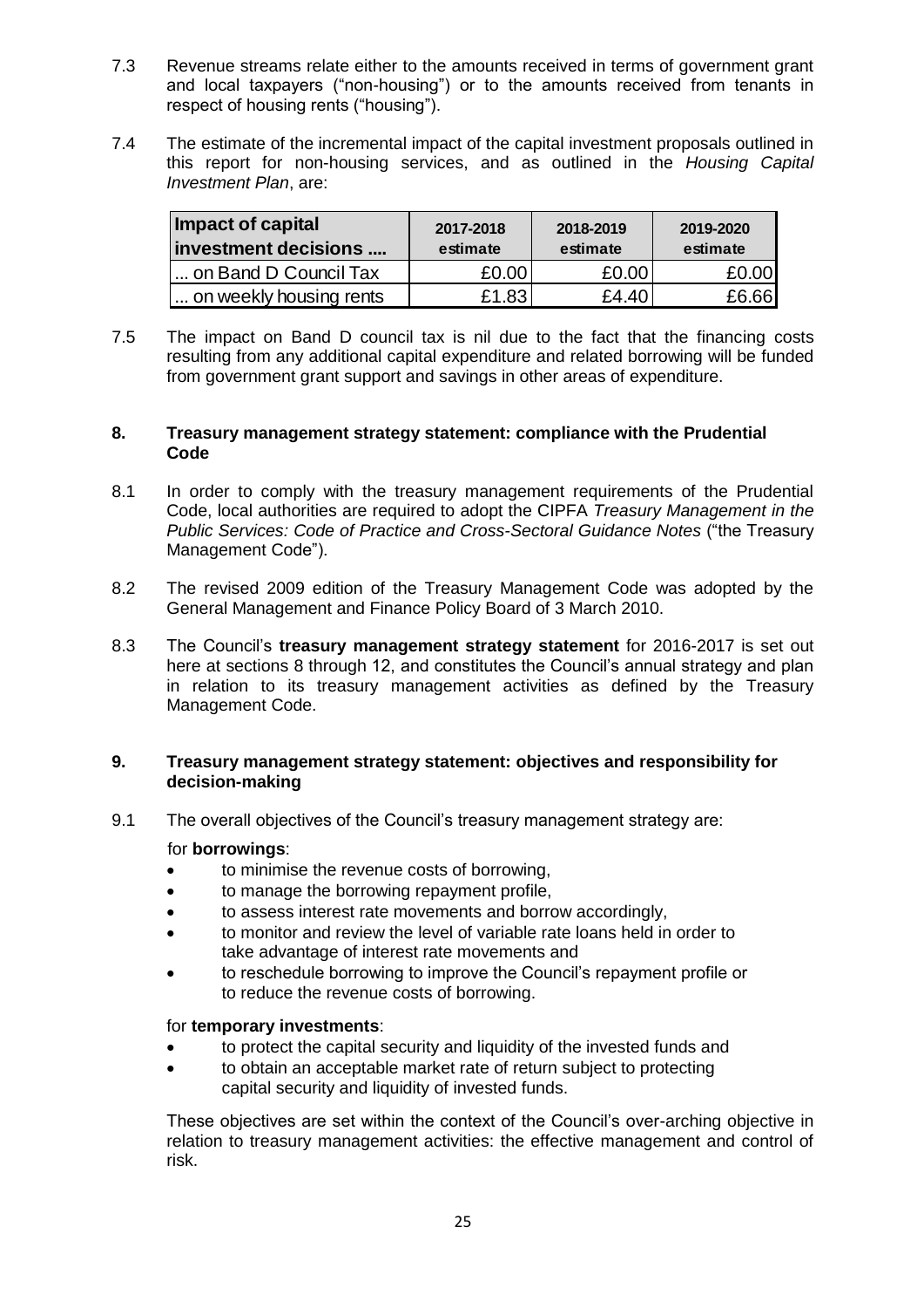7.3 Revenue streams relate either to the amounts received in terms of government grant and local taxpayers ("non-housing") or to the amounts received from tenants in respect of housing rents ("housing").

7.4 The estimate of the incremental impact of the capital investment proposals outlined in this report for non-housing services, and as outlined in the *Housing Capital Investment Plan*, are:

| Impact of capital investment decisions .... | 2017-2018 estimate | 2018-2019 estimate | 2019-2020 estimate |
|---|---|---|---|
| ... on Band D Council Tax | £0.00 | £0.00 | £0.00 |
| ... on weekly housing rents | £1.83 | £4.40 | £6.66 |

7.5 The impact on Band D council tax is nil due to the fact that the financing costs resulting from any additional capital expenditure and related borrowing will be funded from government grant support and savings in other areas of expenditure.

## 8. Treasury management strategy statement: compliance with the Prudential Code

8.1 In order to comply with the treasury management requirements of the Prudential Code, local authorities are required to adopt the CIPFA *Treasury Management in the Public Services: Code of Practice and Cross-Sectoral Guidance Notes* ("the Treasury Management Code").

8.2 The revised 2009 edition of the Treasury Management Code was adopted by the General Management and Finance Policy Board of 3 March 2010.

8.3 The Council's **treasury management strategy statement** for 2016-2017 is set out here at sections 8 through 12, and constitutes the Council's annual strategy and plan in relation to its treasury management activities as defined by the Treasury Management Code.

## 9. Treasury management strategy statement: objectives and responsibility for decision-making

9.1 The overall objectives of the Council's treasury management strategy are:

for **borrowings**:

- to minimise the revenue costs of borrowing,
- to manage the borrowing repayment profile,
- to assess interest rate movements and borrow accordingly,
- to monitor and review the level of variable rate loans held in order to take advantage of interest rate movements and
- to reschedule borrowing to improve the Council's repayment profile or to reduce the revenue costs of borrowing.

for **temporary investments**:

- to protect the capital security and liquidity of the invested funds and
- to obtain an acceptable market rate of return subject to protecting capital security and liquidity of invested funds.

These objectives are set within the context of the Council's over-arching objective in relation to treasury management activities: the effective management and control of risk.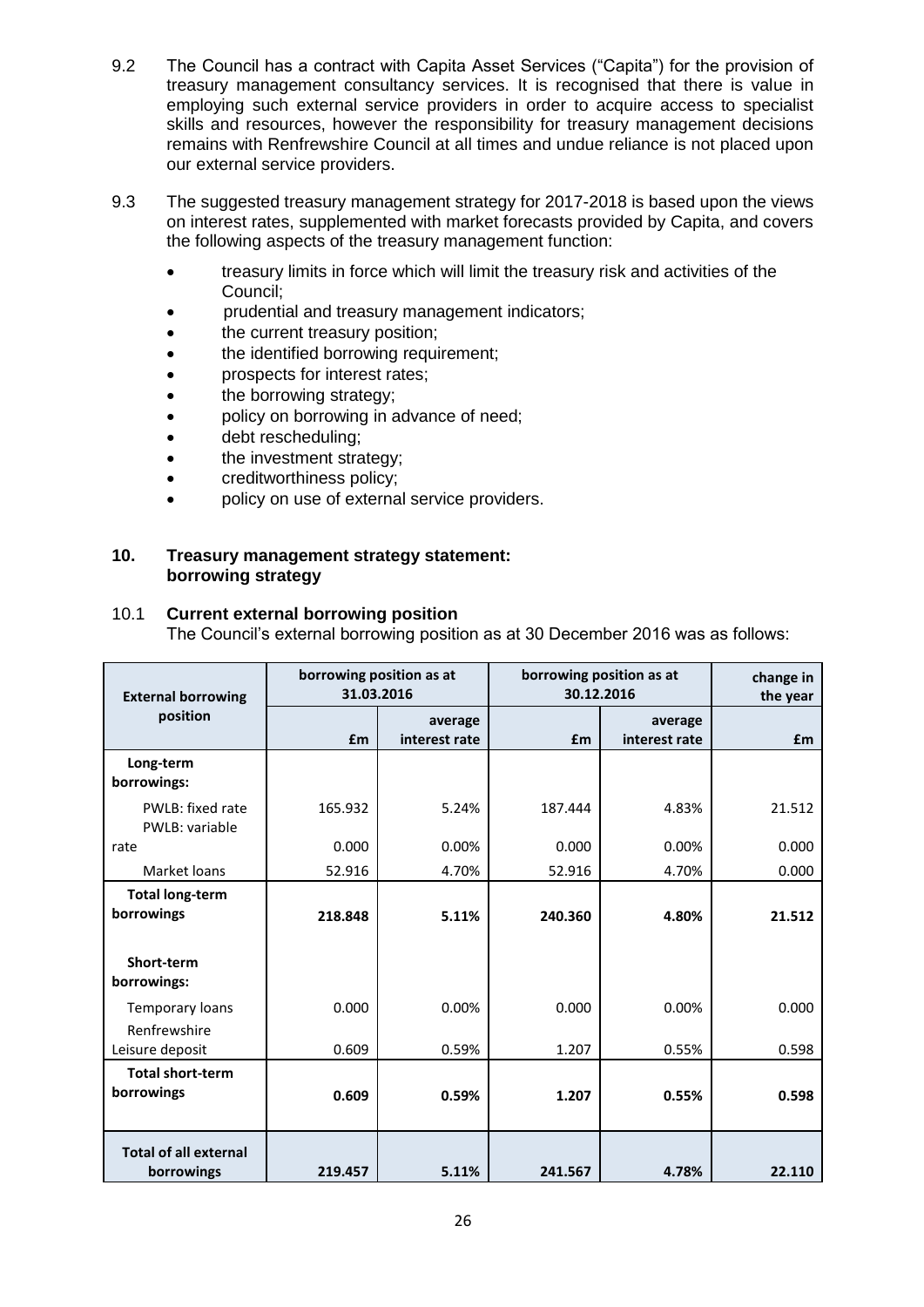9.2 The Council has a contract with Capita Asset Services ("Capita") for the provision of treasury management consultancy services. It is recognised that there is value in employing such external service providers in order to acquire access to specialist skills and resources, however the responsibility for treasury management decisions remains with Renfrewshire Council at all times and undue reliance is not placed upon our external service providers.

9.3 The suggested treasury management strategy for 2017-2018 is based upon the views on interest rates, supplemented with market forecasts provided by Capita, and covers the following aspects of the treasury management function:

- treasury limits in force which will limit the treasury risk and activities of the Council;
- prudential and treasury management indicators;
- the current treasury position;
- the identified borrowing requirement;
- prospects for interest rates;
- the borrowing strategy;
- policy on borrowing in advance of need;
- debt rescheduling;
- the investment strategy;
- creditworthiness policy;
- policy on use of external service providers.

## 10. Treasury management strategy statement: borrowing strategy

### 10.1 Current external borrowing position

The Council's external borrowing position as at 30 December 2016 was as follows:

| External borrowing position | borrowing position as at 31.03.2016 | | borrowing position as at 30.12.2016 | | change in the year |
|---|---|---|---|---|---|
| | £m | average interest rate | £m | average interest rate | £m |
| **Long-term borrowings:** | | | | | |
| PWLB: fixed rate | 165.932 | 5.24% | 187.444 | 4.83% | 21.512 |
| PWLB: variable rate | 0.000 | 0.00% | 0.000 | 0.00% | 0.000 |
| Market loans | 52.916 | 4.70% | 52.916 | 4.70% | 0.000 |
| **Total long-term borrowings** | **218.848** | **5.11%** | **240.360** | **4.80%** | **21.512** |
| **Short-term borrowings:** | | | | | |
| Temporary loans | 0.000 | 0.00% | 0.000 | 0.00% | 0.000 |
| Renfrewshire Leisure deposit | 0.609 | 0.59% | 1.207 | 0.55% | 0.598 |
| **Total short-term borrowings** | **0.609** | **0.59%** | **1.207** | **0.55%** | **0.598** |
| **Total of all external borrowings** | **219.457** | **5.11%** | **241.567** | **4.78%** | **22.110** |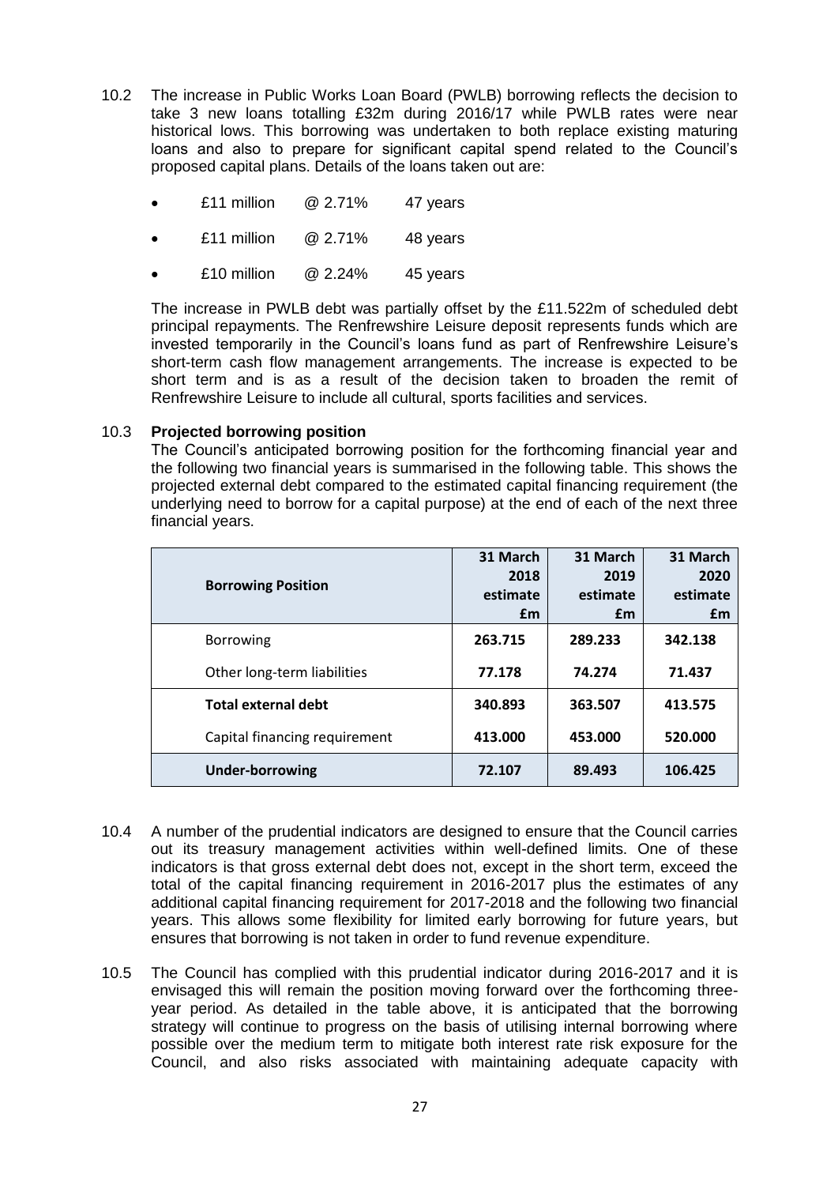10.2 The increase in Public Works Loan Board (PWLB) borrowing reflects the decision to take 3 new loans totalling £32m during 2016/17 while PWLB rates were near historical lows. This borrowing was undertaken to both replace existing maturing loans and also to prepare for significant capital spend related to the Council's proposed capital plans. Details of the loans taken out are:

- £11 million @ 2.71% 47 years
- £11 million @ 2.71% 48 years
- £10 million @ 2.24% 45 years

The increase in PWLB debt was partially offset by the £11.522m of scheduled debt principal repayments. The Renfrewshire Leisure deposit represents funds which are invested temporarily in the Council's loans fund as part of Renfrewshire Leisure's short-term cash flow management arrangements. The increase is expected to be short term and is as a result of the decision taken to broaden the remit of Renfrewshire Leisure to include all cultural, sports facilities and services.

10.3 **Projected borrowing position**

The Council's anticipated borrowing position for the forthcoming financial year and the following two financial years is summarised in the following table. This shows the projected external debt compared to the estimated capital financing requirement (the underlying need to borrow for a capital purpose) at the end of each of the next three financial years.

| Borrowing Position | 31 March 2018 estimate £m | 31 March 2019 estimate £m | 31 March 2020 estimate £m |
|---|---|---|---|
| Borrowing | **263.715** | **289.233** | **342.138** |
| Other long-term liabilities | **77.178** | **74.274** | **71.437** |
| **Total external debt** | **340.893** | **363.507** | **413.575** |
| Capital financing requirement | **413.000** | **453.000** | **520.000** |
| **Under-borrowing** | **72.107** | **89.493** | **106.425** |

10.4 A number of the prudential indicators are designed to ensure that the Council carries out its treasury management activities within well-defined limits. One of these indicators is that gross external debt does not, except in the short term, exceed the total of the capital financing requirement in 2016-2017 plus the estimates of any additional capital financing requirement for 2017-2018 and the following two financial years. This allows some flexibility for limited early borrowing for future years, but ensures that borrowing is not taken in order to fund revenue expenditure.

10.5 The Council has complied with this prudential indicator during 2016-2017 and it is envisaged this will remain the position moving forward over the forthcoming three-year period. As detailed in the table above, it is anticipated that the borrowing strategy will continue to progress on the basis of utilising internal borrowing where possible over the medium term to mitigate both interest rate risk exposure for the Council, and also risks associated with maintaining adequate capacity with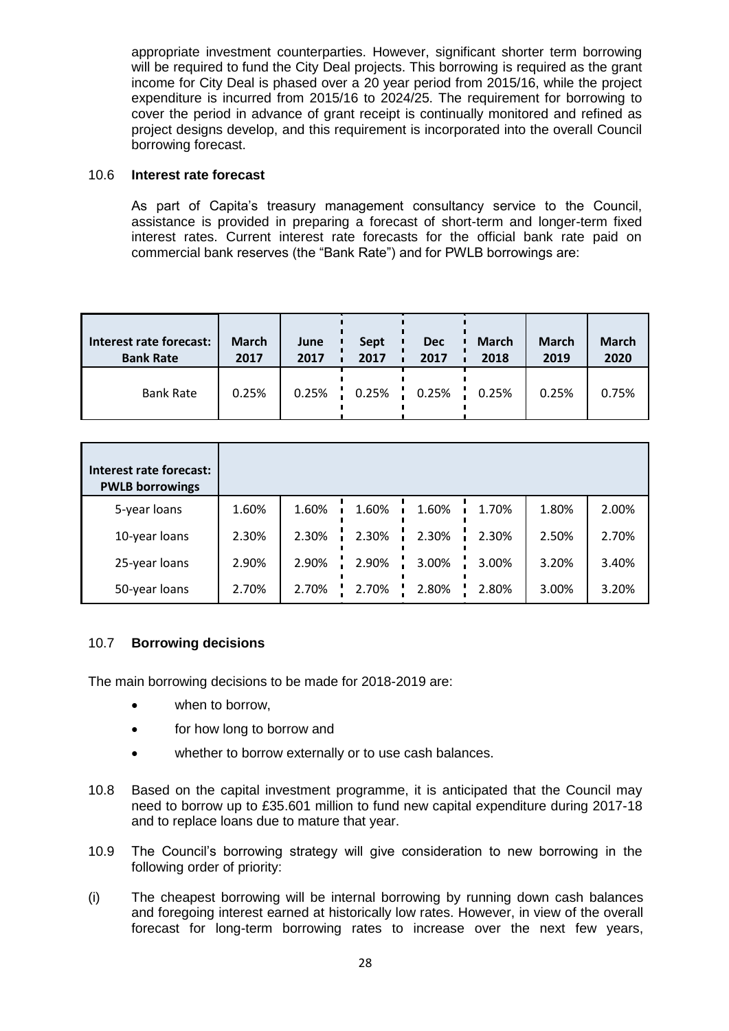appropriate investment counterparties. However, significant shorter term borrowing will be required to fund the City Deal projects. This borrowing is required as the grant income for City Deal is phased over a 20 year period from 2015/16, while the project expenditure is incurred from 2015/16 to 2024/25. The requirement for borrowing to cover the period in advance of grant receipt is continually monitored and refined as project designs develop, and this requirement is incorporated into the overall Council borrowing forecast.

10.6 **Interest rate forecast**

As part of Capita's treasury management consultancy service to the Council, assistance is provided in preparing a forecast of short-term and longer-term fixed interest rates. Current interest rate forecasts for the official bank rate paid on commercial bank reserves (the "Bank Rate") and for PWLB borrowings are:

| Interest rate forecast: Bank Rate | March 2017 | June 2017 | Sept 2017 | Dec 2017 | March 2018 | March 2019 | March 2020 |
|---|---|---|---|---|---|---|---|
| Bank Rate | 0.25% | 0.25% | 0.25% | 0.25% | 0.25% | 0.25% | 0.75% |

| Interest rate forecast: PWLB borrowings | | | | | | | |
|---|---|---|---|---|---|---|---|
| 5-year loans | 1.60% | 1.60% | 1.60% | 1.60% | 1.70% | 1.80% | 2.00% |
| 10-year loans | 2.30% | 2.30% | 2.30% | 2.30% | 2.30% | 2.50% | 2.70% |
| 25-year loans | 2.90% | 2.90% | 2.90% | 3.00% | 3.00% | 3.20% | 3.40% |
| 50-year loans | 2.70% | 2.70% | 2.70% | 2.80% | 2.80% | 3.00% | 3.20% |

10.7 **Borrowing decisions**

The main borrowing decisions to be made for 2018-2019 are:

- when to borrow,
- for how long to borrow and
- whether to borrow externally or to use cash balances.

10.8 Based on the capital investment programme, it is anticipated that the Council may need to borrow up to £35.601 million to fund new capital expenditure during 2017-18 and to replace loans due to mature that year.

10.9 The Council's borrowing strategy will give consideration to new borrowing in the following order of priority:

(i) The cheapest borrowing will be internal borrowing by running down cash balances and foregoing interest earned at historically low rates. However, in view of the overall forecast for long-term borrowing rates to increase over the next few years,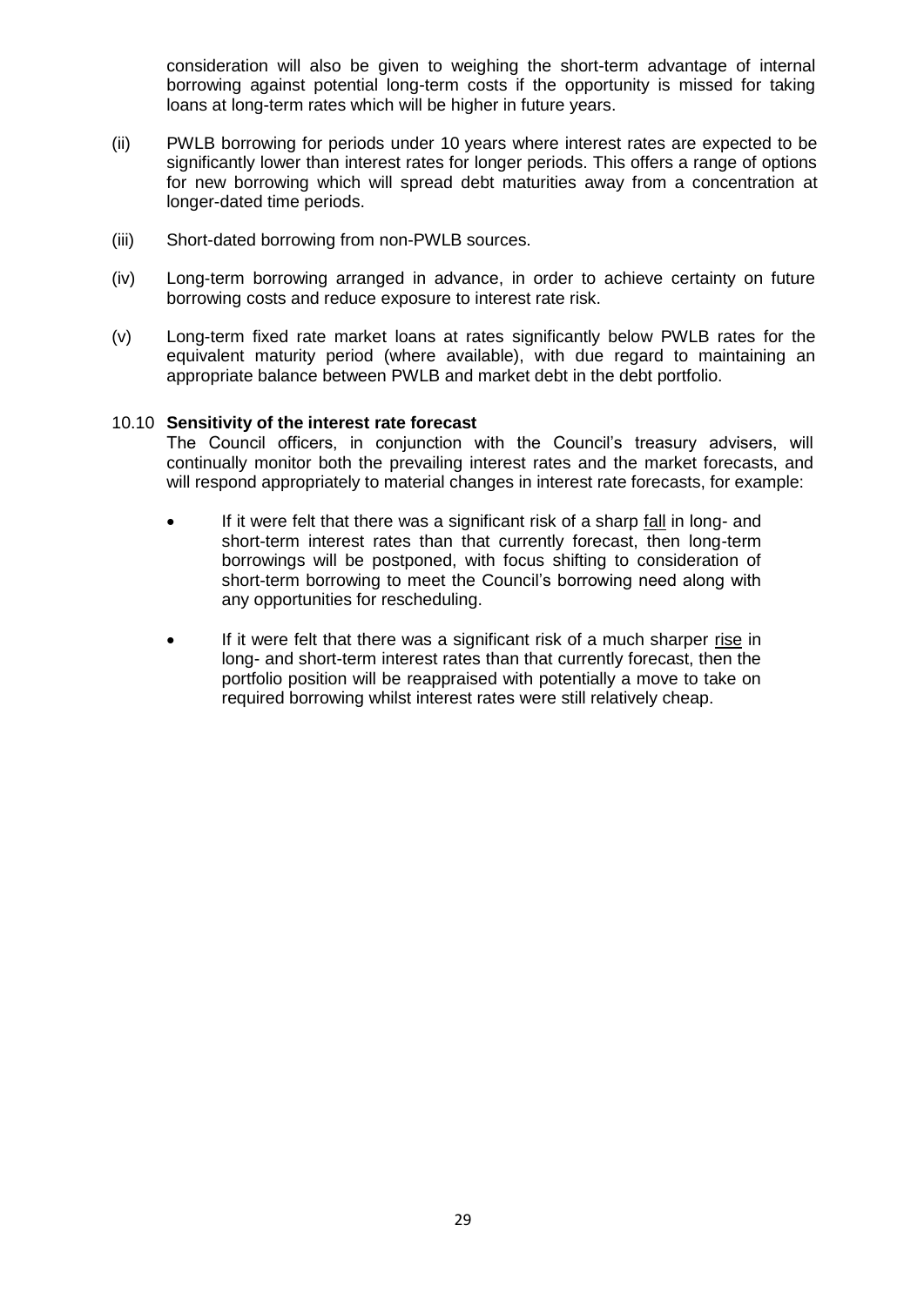consideration will also be given to weighing the short-term advantage of internal borrowing against potential long-term costs if the opportunity is missed for taking loans at long-term rates which will be higher in future years.

(ii) PWLB borrowing for periods under 10 years where interest rates are expected to be significantly lower than interest rates for longer periods. This offers a range of options for new borrowing which will spread debt maturities away from a concentration at longer-dated time periods.

(iii) Short-dated borrowing from non-PWLB sources.

(iv) Long-term borrowing arranged in advance, in order to achieve certainty on future borrowing costs and reduce exposure to interest rate risk.

(v) Long-term fixed rate market loans at rates significantly below PWLB rates for the equivalent maturity period (where available), with due regard to maintaining an appropriate balance between PWLB and market debt in the debt portfolio.

10.10 **Sensitivity of the interest rate forecast**

The Council officers, in conjunction with the Council's treasury advisers, will continually monitor both the prevailing interest rates and the market forecasts, and will respond appropriately to material changes in interest rate forecasts, for example:

- If it were felt that there was a significant risk of a sharp <u>fall</u> in long- and short-term interest rates than that currently forecast, then long-term borrowings will be postponed, with focus shifting to consideration of short-term borrowing to meet the Council's borrowing need along with any opportunities for rescheduling.

- If it were felt that there was a significant risk of a much sharper <u>rise</u> in long- and short-term interest rates than that currently forecast, then the portfolio position will be reappraised with potentially a move to take on required borrowing whilst interest rates were still relatively cheap.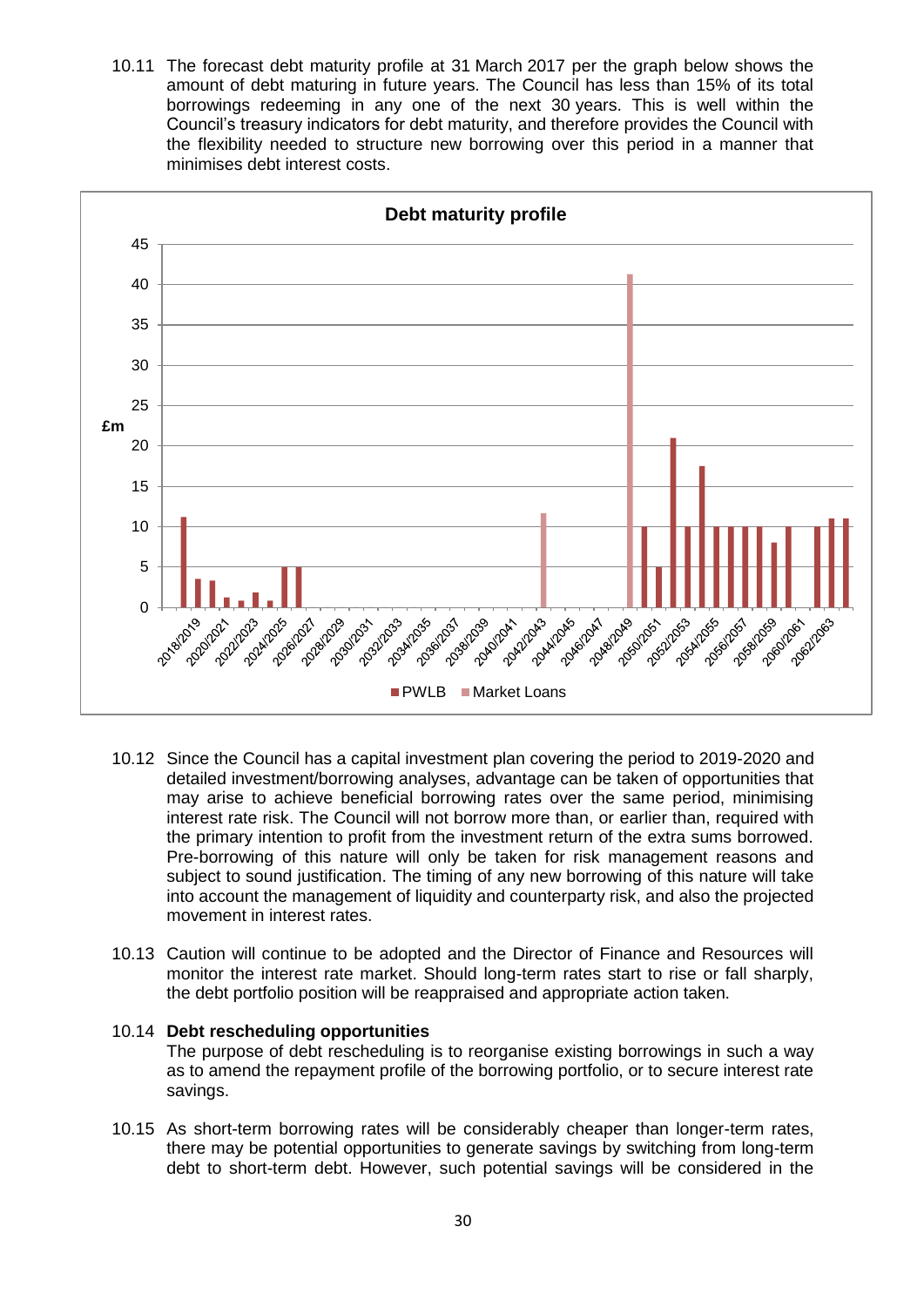10.11 The forecast debt maturity profile at 31 March 2017 per the graph below shows the amount of debt maturing in future years. The Council has less than 15% of its total borrowings redeeming in any one of the next 30 years. This is well within the Council's treasury indicators for debt maturity, and therefore provides the Council with the flexibility needed to structure new borrowing over this period in a manner that minimises debt interest costs.

**Debt maturity profile**

10.12 Since the Council has a capital investment plan covering the period to 2019-2020 and detailed investment/borrowing analyses, advantage can be taken of opportunities that may arise to achieve beneficial borrowing rates over the same period, minimising interest rate risk. The Council will not borrow more than, or earlier than, required with the primary intention to profit from the investment return of the extra sums borrowed. Pre-borrowing of this nature will only be taken for risk management reasons and subject to sound justification. The timing of any new borrowing of this nature will take into account the management of liquidity and counterparty risk, and also the projected movement in interest rates.

10.13 Caution will continue to be adopted and the Director of Finance and Resources will monitor the interest rate market. Should long-term rates start to rise or fall sharply, the debt portfolio position will be reappraised and appropriate action taken.

10.14 **Debt rescheduling opportunities**

The purpose of debt rescheduling is to reorganise existing borrowings in such a way as to amend the repayment profile of the borrowing portfolio, or to secure interest rate savings.

10.15 As short-term borrowing rates will be considerably cheaper than longer-term rates, there may be potential opportunities to generate savings by switching from long-term debt to short-term debt. However, such potential savings will be considered in the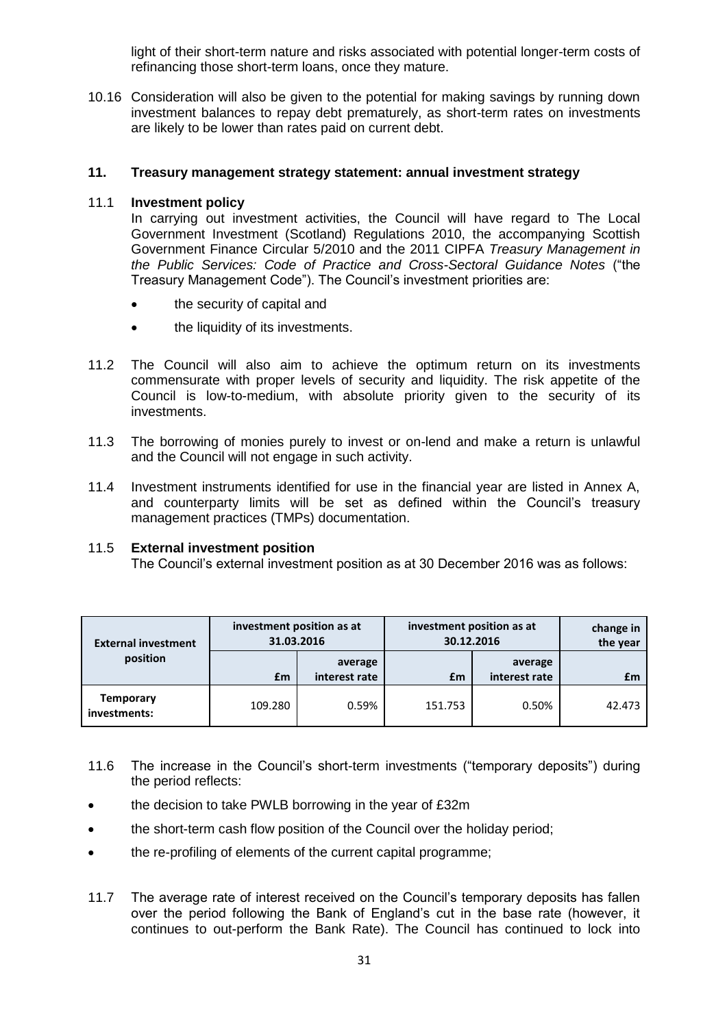light of their short-term nature and risks associated with potential longer-term costs of refinancing those short-term loans, once they mature.

10.16 Consideration will also be given to the potential for making savings by running down investment balances to repay debt prematurely, as short-term rates on investments are likely to be lower than rates paid on current debt.

## 11. Treasury management strategy statement: annual investment strategy

### 11.1 Investment policy

In carrying out investment activities, the Council will have regard to The Local Government Investment (Scotland) Regulations 2010, the accompanying Scottish Government Finance Circular 5/2010 and the 2011 CIPFA *Treasury Management in the Public Services: Code of Practice and Cross-Sectoral Guidance Notes* ("the Treasury Management Code"). The Council's investment priorities are:

- the security of capital and
- the liquidity of its investments.

11.2 The Council will also aim to achieve the optimum return on its investments commensurate with proper levels of security and liquidity. The risk appetite of the Council is low-to-medium, with absolute priority given to the security of its investments.

11.3 The borrowing of monies purely to invest or on-lend and make a return is unlawful and the Council will not engage in such activity.

11.4 Investment instruments identified for use in the financial year are listed in Annex A, and counterparty limits will be set as defined within the Council's treasury management practices (TMPs) documentation.

### 11.5 External investment position

The Council's external investment position as at 30 December 2016 was as follows:

| External investment position | investment position as at 31.03.2016 | | investment position as at 30.12.2016 | | change in the year |
|---|---|---|---|---|---|
| | £m | average interest rate | £m | average interest rate | £m |
| **Temporary investments:** | 109.280 | 0.59% | 151.753 | 0.50% | 42.473 |

11.6 The increase in the Council's short-term investments ("temporary deposits") during the period reflects:

- the decision to take PWLB borrowing in the year of £32m
- the short-term cash flow position of the Council over the holiday period;
- the re-profiling of elements of the current capital programme;

11.7 The average rate of interest received on the Council's temporary deposits has fallen over the period following the Bank of England's cut in the base rate (however, it continues to out-perform the Bank Rate). The Council has continued to lock into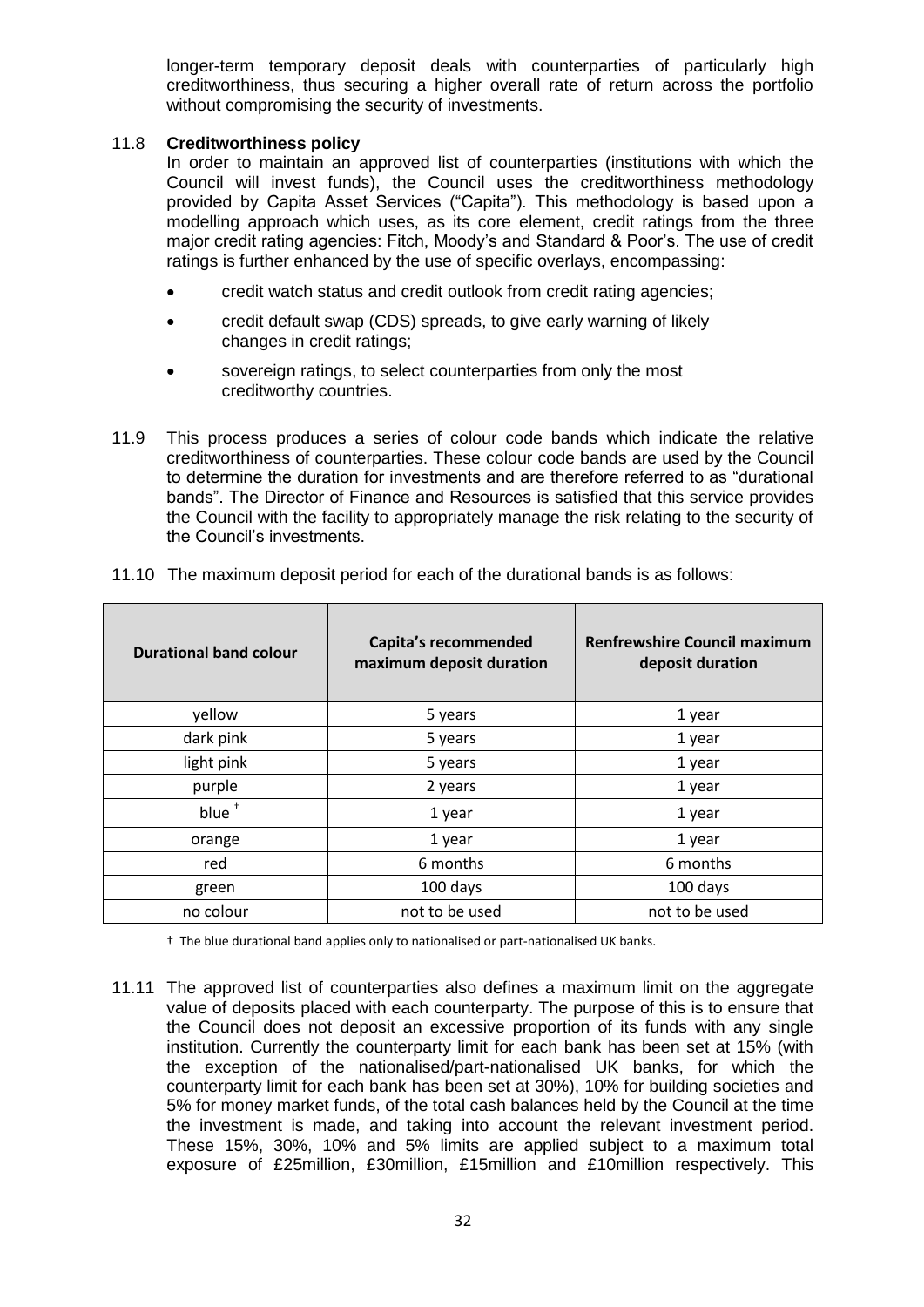longer-term temporary deposit deals with counterparties of particularly high creditworthiness, thus securing a higher overall rate of return across the portfolio without compromising the security of investments.

11.8 **Creditworthiness policy**

In order to maintain an approved list of counterparties (institutions with which the Council will invest funds), the Council uses the creditworthiness methodology provided by Capita Asset Services ("Capita"). This methodology is based upon a modelling approach which uses, as its core element, credit ratings from the three major credit rating agencies: Fitch, Moody's and Standard & Poor's. The use of credit ratings is further enhanced by the use of specific overlays, encompassing:

- credit watch status and credit outlook from credit rating agencies;
- credit default swap (CDS) spreads, to give early warning of likely changes in credit ratings;
- sovereign ratings, to select counterparties from only the most creditworthy countries.

11.9 This process produces a series of colour code bands which indicate the relative creditworthiness of counterparties. These colour code bands are used by the Council to determine the duration for investments and are therefore referred to as "durational bands". The Director of Finance and Resources is satisfied that this service provides the Council with the facility to appropriately manage the risk relating to the security of the Council's investments.

11.10 The maximum deposit period for each of the durational bands is as follows:

| Durational band colour | Capita's recommended maximum deposit duration | Renfrewshire Council maximum deposit duration |
|---|---|---|
| yellow | 5 years | 1 year |
| dark pink | 5 years | 1 year |
| light pink | 5 years | 1 year |
| purple | 2 years | 1 year |
| blue † | 1 year | 1 year |
| orange | 1 year | 1 year |
| red | 6 months | 6 months |
| green | 100 days | 100 days |
| no colour | not to be used | not to be used |

† The blue durational band applies only to nationalised or part-nationalised UK banks.

11.11 The approved list of counterparties also defines a maximum limit on the aggregate value of deposits placed with each counterparty. The purpose of this is to ensure that the Council does not deposit an excessive proportion of its funds with any single institution. Currently the counterparty limit for each bank has been set at 15% (with the exception of the nationalised/part-nationalised UK banks, for which the counterparty limit for each bank has been set at 30%), 10% for building societies and 5% for money market funds, of the total cash balances held by the Council at the time the investment is made, and taking into account the relevant investment period. These 15%, 30%, 10% and 5% limits are applied subject to a maximum total exposure of £25million, £30million, £15million and £10million respectively. This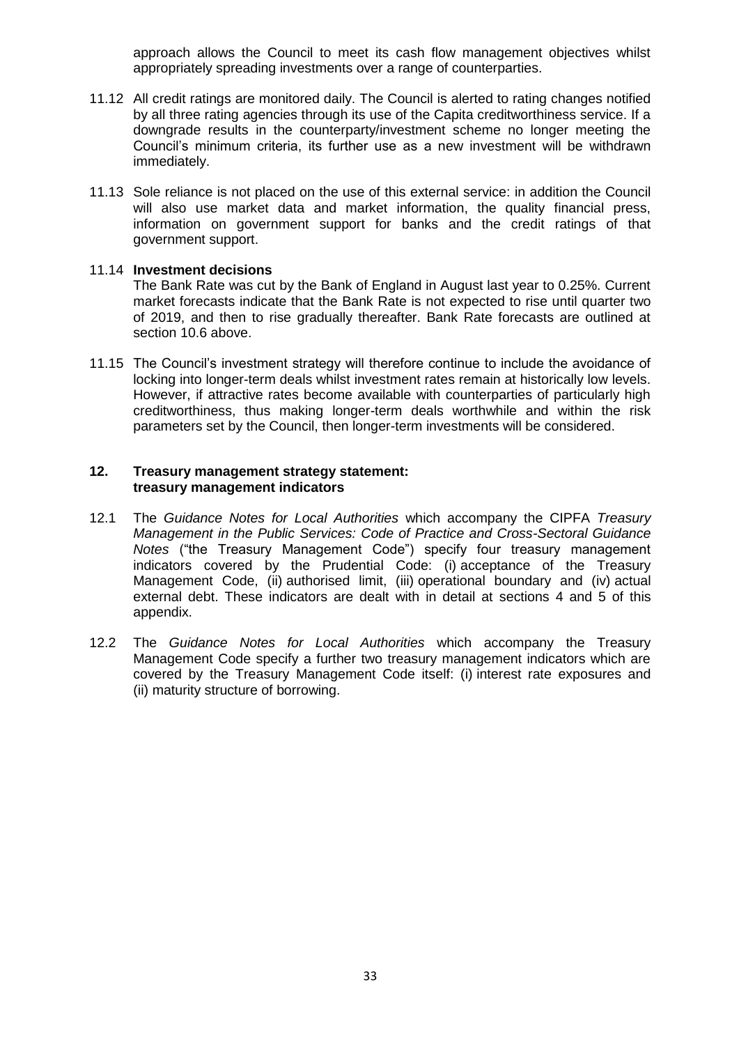approach allows the Council to meet its cash flow management objectives whilst appropriately spreading investments over a range of counterparties.

11.12 All credit ratings are monitored daily. The Council is alerted to rating changes notified by all three rating agencies through its use of the Capita creditworthiness service. If a downgrade results in the counterparty/investment scheme no longer meeting the Council's minimum criteria, its further use as a new investment will be withdrawn immediately.

11.13 Sole reliance is not placed on the use of this external service: in addition the Council will also use market data and market information, the quality financial press, information on government support for banks and the credit ratings of that government support.

11.14 **Investment decisions**

The Bank Rate was cut by the Bank of England in August last year to 0.25%. Current market forecasts indicate that the Bank Rate is not expected to rise until quarter two of 2019, and then to rise gradually thereafter. Bank Rate forecasts are outlined at section 10.6 above.

11.15 The Council's investment strategy will therefore continue to include the avoidance of locking into longer-term deals whilst investment rates remain at historically low levels. However, if attractive rates become available with counterparties of particularly high creditworthiness, thus making longer-term deals worthwhile and within the risk parameters set by the Council, then longer-term investments will be considered.

## 12. Treasury management strategy statement: treasury management indicators

12.1 The *Guidance Notes for Local Authorities* which accompany the CIPFA *Treasury Management in the Public Services: Code of Practice and Cross-Sectoral Guidance Notes* ("the Treasury Management Code") specify four treasury management indicators covered by the Prudential Code: (i) acceptance of the Treasury Management Code, (ii) authorised limit, (iii) operational boundary and (iv) actual external debt. These indicators are dealt with in detail at sections 4 and 5 of this appendix.

12.2 The *Guidance Notes for Local Authorities* which accompany the Treasury Management Code specify a further two treasury management indicators which are covered by the Treasury Management Code itself: (i) interest rate exposures and (ii) maturity structure of borrowing.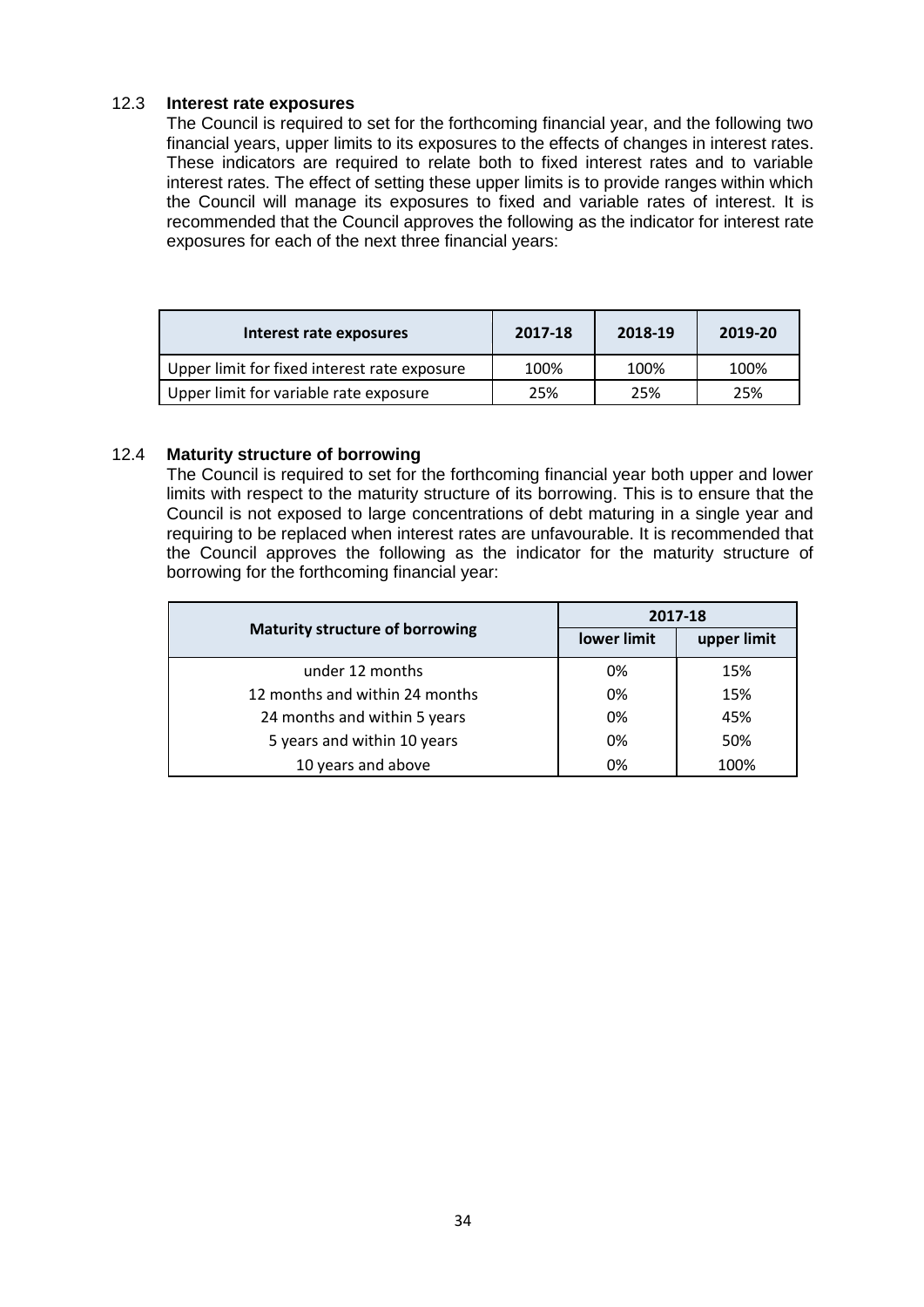### 12.3 Interest rate exposures

The Council is required to set for the forthcoming financial year, and the following two financial years, upper limits to its exposures to the effects of changes in interest rates. These indicators are required to relate both to fixed interest rates and to variable interest rates. The effect of setting these upper limits is to provide ranges within which the Council will manage its exposures to fixed and variable rates of interest. It is recommended that the Council approves the following as the indicator for interest rate exposures for each of the next three financial years:

| Interest rate exposures | 2017-18 | 2018-19 | 2019-20 |
|---|---|---|---|
| Upper limit for fixed interest rate exposure | 100% | 100% | 100% |
| Upper limit for variable rate exposure | 25% | 25% | 25% |

### 12.4 Maturity structure of borrowing

The Council is required to set for the forthcoming financial year both upper and lower limits with respect to the maturity structure of its borrowing. This is to ensure that the Council is not exposed to large concentrations of debt maturing in a single year and requiring to be replaced when interest rates are unfavourable. It is recommended that the Council approves the following as the indicator for the maturity structure of borrowing for the forthcoming financial year:

| Maturity structure of borrowing | 2017-18 | |
|---|---|---|
| | lower limit | upper limit |
| under 12 months | 0% | 15% |
| 12 months and within 24 months | 0% | 15% |
| 24 months and within 5 years | 0% | 45% |
| 5 years and within 10 years | 0% | 50% |
| 10 years and above | 0% | 100% |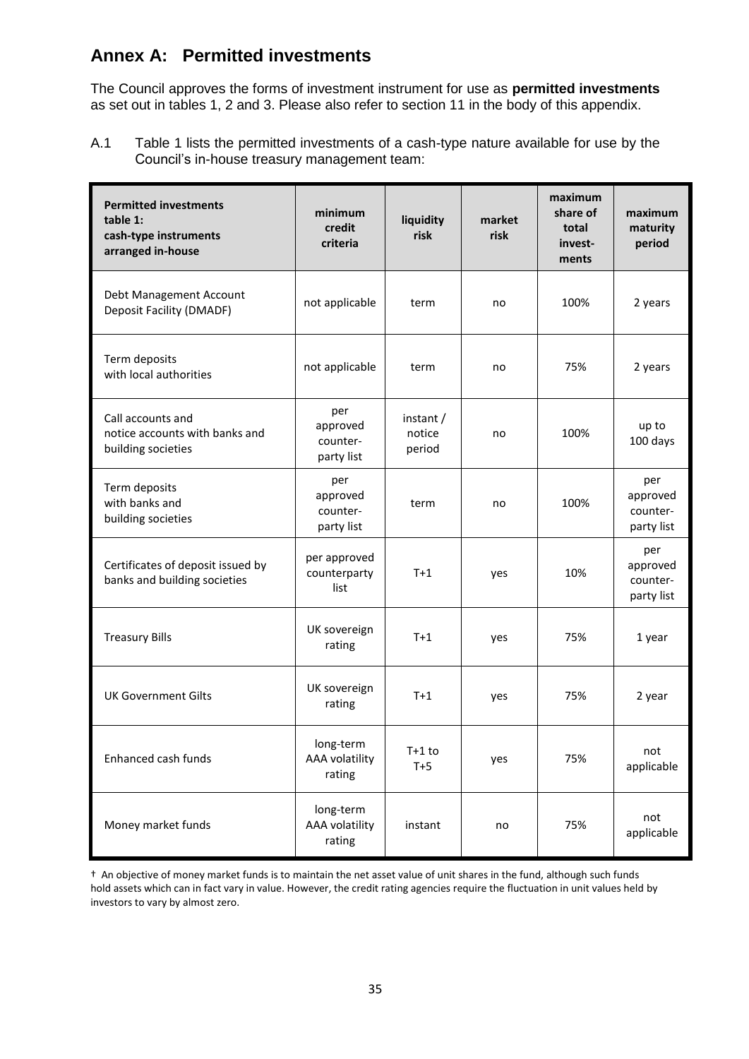## Annex A: Permitted investments

The Council approves the forms of investment instrument for use as **permitted investments** as set out in tables 1, 2 and 3. Please also refer to section 11 in the body of this appendix.

A.1 Table 1 lists the permitted investments of a cash-type nature available for use by the Council's in-house treasury management team:

| Permitted investments table 1: cash-type instruments arranged in-house | minimum credit criteria | liquidity risk | market risk | maximum share of total invest-ments | maximum maturity period |
|---|---|---|---|---|---|
| Debt Management Account Deposit Facility (DMADF) | not applicable | term | no | 100% | 2 years |
| Term deposits with local authorities | not applicable | term | no | 75% | 2 years |
| Call accounts and notice accounts with banks and building societies | per approved counter-party list | instant / notice period | no | 100% | up to 100 days |
| Term deposits with banks and building societies | per approved counter-party list | term | no | 100% | per approved counter-party list |
| Certificates of deposit issued by banks and building societies | per approved counterparty list | T+1 | yes | 10% | per approved counter-party list |
| Treasury Bills | UK sovereign rating | T+1 | yes | 75% | 1 year |
| UK Government Gilts | UK sovereign rating | T+1 | yes | 75% | 2 year |
| Enhanced cash funds | long-term AAA volatility rating | T+1 to T+5 | yes | 75% | not applicable |
| Money market funds | long-term AAA volatility rating | instant | no | 75% | not applicable |

† An objective of money market funds is to maintain the net asset value of unit shares in the fund, although such funds hold assets which can in fact vary in value. However, the credit rating agencies require the fluctuation in unit values held by investors to vary by almost zero.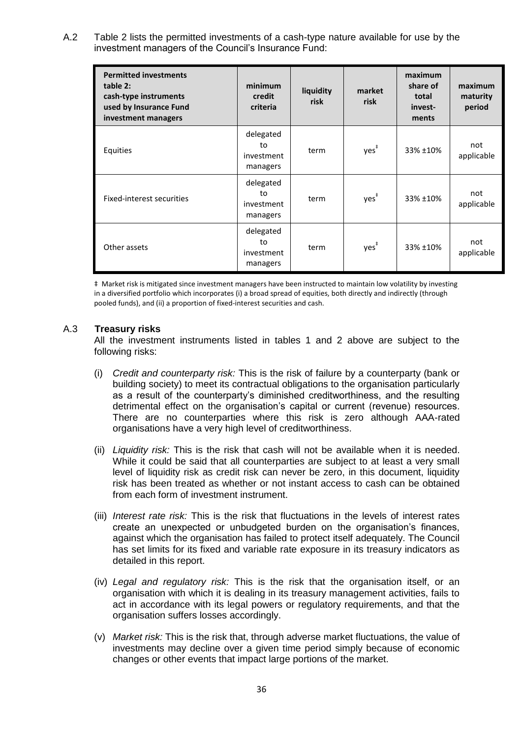A.2 Table 2 lists the permitted investments of a cash-type nature available for use by the investment managers of the Council's Insurance Fund:

| **Permitted investments table 2: cash-type instruments used by Insurance Fund investment managers** | **minimum credit criteria** | **liquidity risk** | **market risk** | **maximum share of total invest-ments** | **maximum maturity period** |
|---|---|---|---|---|---|
| Equities | delegated to investment managers | term | yes‡ | 33% ±10% | not applicable |
| Fixed-interest securities | delegated to investment managers | term | yes‡ | 33% ±10% | not applicable |
| Other assets | delegated to investment managers | term | yes‡ | 33% ±10% | not applicable |

‡ Market risk is mitigated since investment managers have been instructed to maintain low volatility by investing in a diversified portfolio which incorporates (i) a broad spread of equities, both directly and indirectly (through pooled funds), and (ii) a proportion of fixed-interest securities and cash.

A.3 **Treasury risks**

All the investment instruments listed in tables 1 and 2 above are subject to the following risks:

(i) *Credit and counterparty risk:* This is the risk of failure by a counterparty (bank or building society) to meet its contractual obligations to the organisation particularly as a result of the counterparty's diminished creditworthiness, and the resulting detrimental effect on the organisation's capital or current (revenue) resources. There are no counterparties where this risk is zero although AAA-rated organisations have a very high level of creditworthiness.

(ii) *Liquidity risk:* This is the risk that cash will not be available when it is needed. While it could be said that all counterparties are subject to at least a very small level of liquidity risk as credit risk can never be zero, in this document, liquidity risk has been treated as whether or not instant access to cash can be obtained from each form of investment instrument.

(iii) *Interest rate risk:* This is the risk that fluctuations in the levels of interest rates create an unexpected or unbudgeted burden on the organisation's finances, against which the organisation has failed to protect itself adequately. The Council has set limits for its fixed and variable rate exposure in its treasury indicators as detailed in this report.

(iv) *Legal and regulatory risk:* This is the risk that the organisation itself, or an organisation with which it is dealing in its treasury management activities, fails to act in accordance with its legal powers or regulatory requirements, and that the organisation suffers losses accordingly.

(v) *Market risk:* This is the risk that, through adverse market fluctuations, the value of investments may decline over a given time period simply because of economic changes or other events that impact large portions of the market.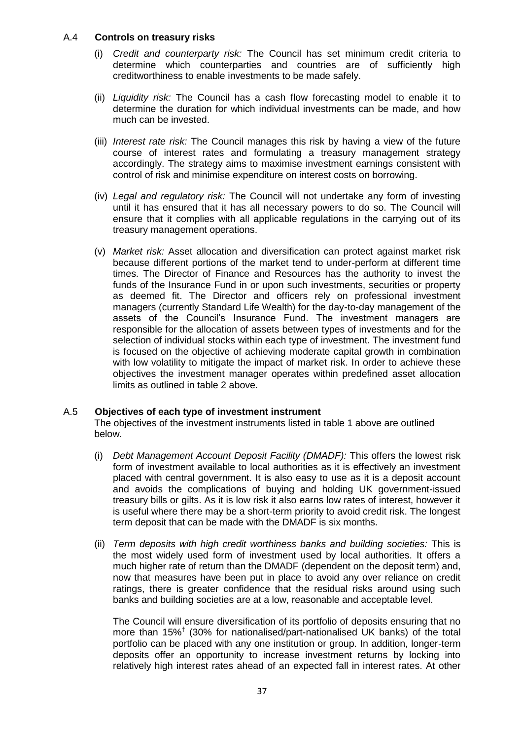### A.4 **Controls on treasury risks**

(i) *Credit and counterparty risk:* The Council has set minimum credit criteria to determine which counterparties and countries are of sufficiently high creditworthiness to enable investments to be made safely.

(ii) *Liquidity risk:* The Council has a cash flow forecasting model to enable it to determine the duration for which individual investments can be made, and how much can be invested.

(iii) *Interest rate risk:* The Council manages this risk by having a view of the future course of interest rates and formulating a treasury management strategy accordingly. The strategy aims to maximise investment earnings consistent with control of risk and minimise expenditure on interest costs on borrowing.

(iv) *Legal and regulatory risk:* The Council will not undertake any form of investing until it has ensured that it has all necessary powers to do so. The Council will ensure that it complies with all applicable regulations in the carrying out of its treasury management operations.

(v) *Market risk:* Asset allocation and diversification can protect against market risk because different portions of the market tend to under-perform at different time times. The Director of Finance and Resources has the authority to invest the funds of the Insurance Fund in or upon such investments, securities or property as deemed fit. The Director and officers rely on professional investment managers (currently Standard Life Wealth) for the day-to-day management of the assets of the Council's Insurance Fund. The investment managers are responsible for the allocation of assets between types of investments and for the selection of individual stocks within each type of investment. The investment fund is focused on the objective of achieving moderate capital growth in combination with low volatility to mitigate the impact of market risk. In order to achieve these objectives the investment manager operates within predefined asset allocation limits as outlined in table 2 above.

### A.5 **Objectives of each type of investment instrument**

The objectives of the investment instruments listed in table 1 above are outlined below.

(i) *Debt Management Account Deposit Facility (DMADF):* This offers the lowest risk form of investment available to local authorities as it is effectively an investment placed with central government. It is also easy to use as it is a deposit account and avoids the complications of buying and holding UK government-issued treasury bills or gilts. As it is low risk it also earns low rates of interest, however it is useful where there may be a short-term priority to avoid credit risk. The longest term deposit that can be made with the DMADF is six months.

(ii) *Term deposits with high credit worthiness banks and building societies:* This is the most widely used form of investment used by local authorities. It offers a much higher rate of return than the DMADF (dependent on the deposit term) and, now that measures have been put in place to avoid any over reliance on credit ratings, there is greater confidence that the residual risks around using such banks and building societies are at a low, reasonable and acceptable level.

The Council will ensure diversification of its portfolio of deposits ensuring that no more than 15%[†] (30% for nationalised/part-nationalised UK banks) of the total portfolio can be placed with any one institution or group. In addition, longer-term deposits offer an opportunity to increase investment returns by locking into relatively high interest rates ahead of an expected fall in interest rates. At other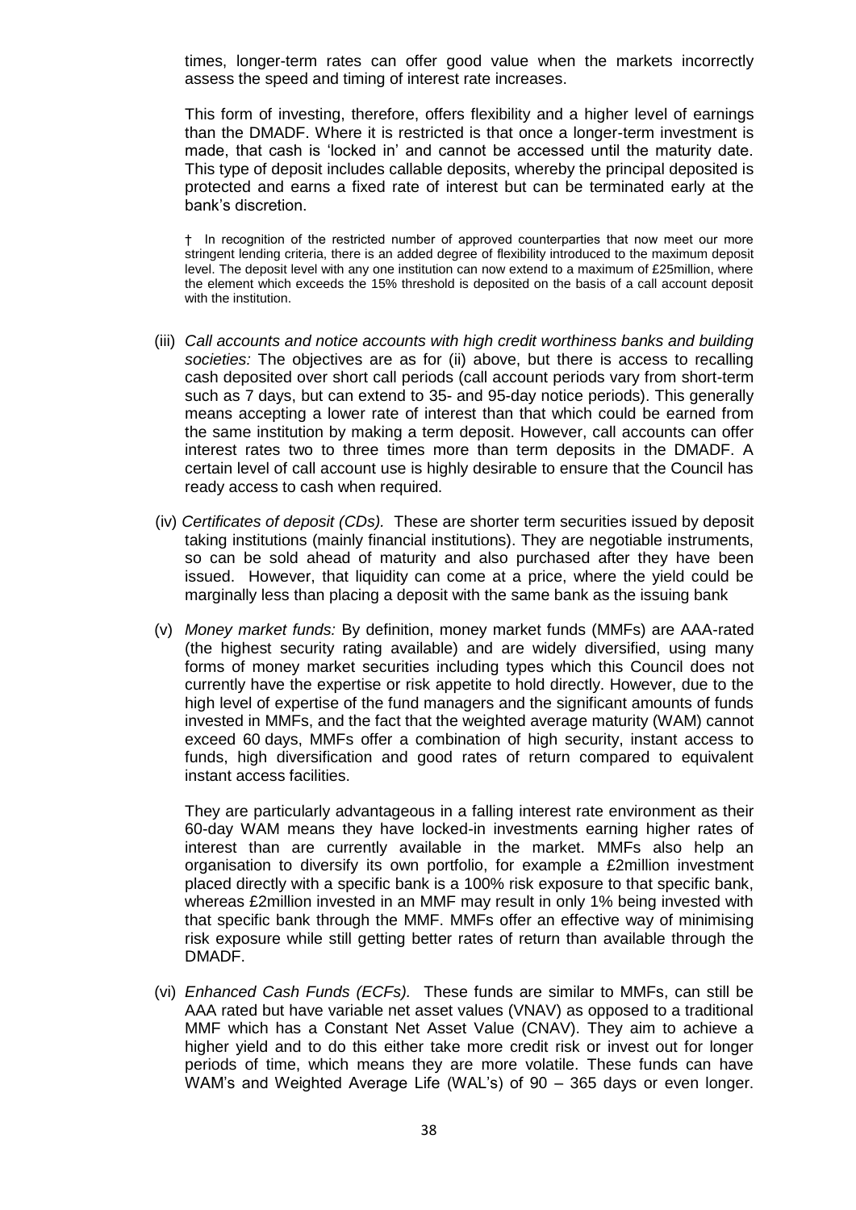times, longer-term rates can offer good value when the markets incorrectly assess the speed and timing of interest rate increases.

This form of investing, therefore, offers flexibility and a higher level of earnings than the DMADF. Where it is restricted is that once a longer-term investment is made, that cash is 'locked in' and cannot be accessed until the maturity date. This type of deposit includes callable deposits, whereby the principal deposited is protected and earns a fixed rate of interest but can be terminated early at the bank's discretion.

† In recognition of the restricted number of approved counterparties that now meet our more stringent lending criteria, there is an added degree of flexibility introduced to the maximum deposit level. The deposit level with any one institution can now extend to a maximum of £25million, where the element which exceeds the 15% threshold is deposited on the basis of a call account deposit with the institution.

(iii) *Call accounts and notice accounts with high credit worthiness banks and building societies:* The objectives are as for (ii) above, but there is access to recalling cash deposited over short call periods (call account periods vary from short-term such as 7 days, but can extend to 35- and 95-day notice periods). This generally means accepting a lower rate of interest than that which could be earned from the same institution by making a term deposit. However, call accounts can offer interest rates two to three times more than term deposits in the DMADF. A certain level of call account use is highly desirable to ensure that the Council has ready access to cash when required.

(iv) *Certificates of deposit (CDs).* These are shorter term securities issued by deposit taking institutions (mainly financial institutions). They are negotiable instruments, so can be sold ahead of maturity and also purchased after they have been issued. However, that liquidity can come at a price, where the yield could be marginally less than placing a deposit with the same bank as the issuing bank

(v) *Money market funds:* By definition, money market funds (MMFs) are AAA-rated (the highest security rating available) and are widely diversified, using many forms of money market securities including types which this Council does not currently have the expertise or risk appetite to hold directly. However, due to the high level of expertise of the fund managers and the significant amounts of funds invested in MMFs, and the fact that the weighted average maturity (WAM) cannot exceed 60 days, MMFs offer a combination of high security, instant access to funds, high diversification and good rates of return compared to equivalent instant access facilities.

They are particularly advantageous in a falling interest rate environment as their 60-day WAM means they have locked-in investments earning higher rates of interest than are currently available in the market. MMFs also help an organisation to diversify its own portfolio, for example a £2million investment placed directly with a specific bank is a 100% risk exposure to that specific bank, whereas £2million invested in an MMF may result in only 1% being invested with that specific bank through the MMF. MMFs offer an effective way of minimising risk exposure while still getting better rates of return than available through the DMADF.

(vi) *Enhanced Cash Funds (ECFs).* These funds are similar to MMFs, can still be AAA rated but have variable net asset values (VNAV) as opposed to a traditional MMF which has a Constant Net Asset Value (CNAV). They aim to achieve a higher yield and to do this either take more credit risk or invest out for longer periods of time, which means they are more volatile. These funds can have WAM's and Weighted Average Life (WAL's) of 90 – 365 days or even longer.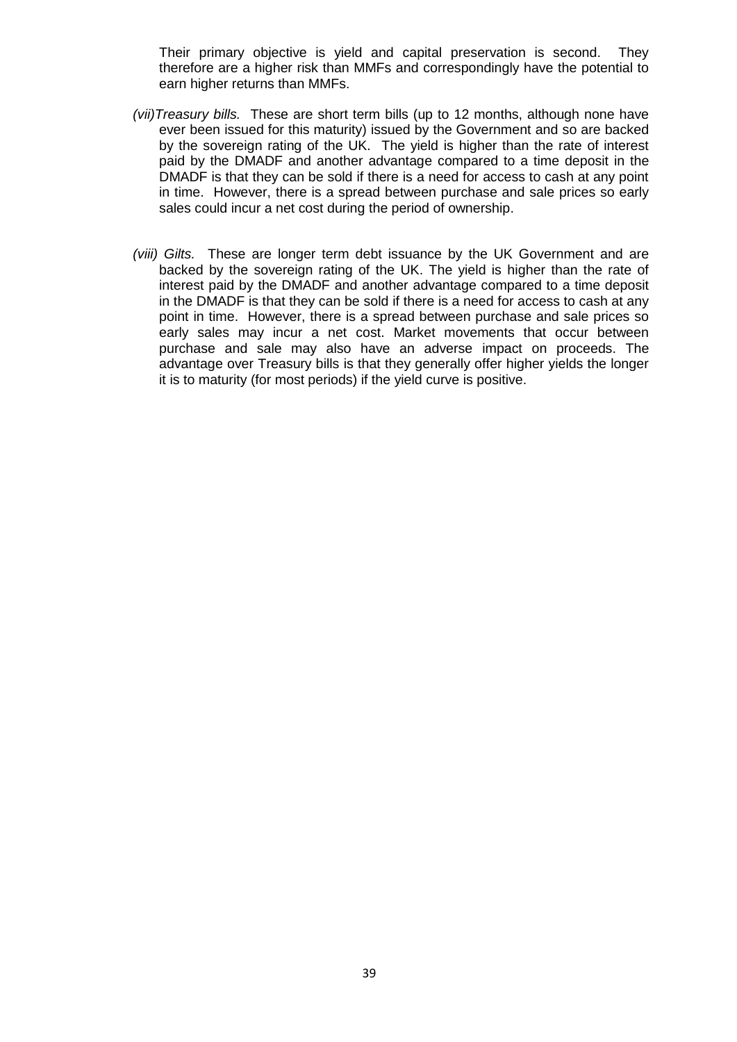Their primary objective is yield and capital preservation is second. They therefore are a higher risk than MMFs and correspondingly have the potential to earn higher returns than MMFs.

*(vii)Treasury bills.* These are short term bills (up to 12 months, although none have ever been issued for this maturity) issued by the Government and so are backed by the sovereign rating of the UK. The yield is higher than the rate of interest paid by the DMADF and another advantage compared to a time deposit in the DMADF is that they can be sold if there is a need for access to cash at any point in time. However, there is a spread between purchase and sale prices so early sales could incur a net cost during the period of ownership.

*(viii) Gilts.* These are longer term debt issuance by the UK Government and are backed by the sovereign rating of the UK. The yield is higher than the rate of interest paid by the DMADF and another advantage compared to a time deposit in the DMADF is that they can be sold if there is a need for access to cash at any point in time. However, there is a spread between purchase and sale prices so early sales may incur a net cost. Market movements that occur between purchase and sale may also have an adverse impact on proceeds. The advantage over Treasury bills is that they generally offer higher yields the longer it is to maturity (for most periods) if the yield curve is positive.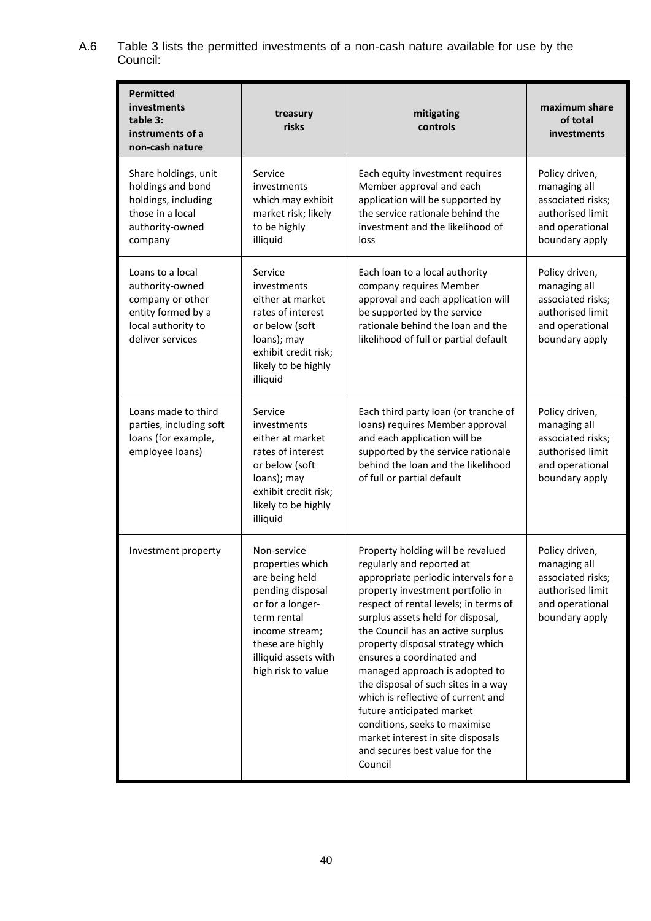A.6 Table 3 lists the permitted investments of a non-cash nature available for use by the Council:

| Permitted investments table 3: instruments of a non-cash nature | treasury risks | mitigating controls | maximum share of total investments |
|---|---|---|---|
| Share holdings, unit holdings and bond holdings, including those in a local authority-owned company | Service investments which may exhibit market risk; likely to be highly illiquid | Each equity investment requires Member approval and each application will be supported by the service rationale behind the investment and the likelihood of loss | Policy driven, managing all associated risks; authorised limit and operational boundary apply |
| Loans to a local authority-owned company or other entity formed by a local authority to deliver services | Service investments either at market rates of interest or below (soft loans); may exhibit credit risk; likely to be highly illiquid | Each loan to a local authority company requires Member approval and each application will be supported by the service rationale behind the loan and the likelihood of full or partial default | Policy driven, managing all associated risks; authorised limit and operational boundary apply |
| Loans made to third parties, including soft loans (for example, employee loans) | Service investments either at market rates of interest or below (soft loans); may exhibit credit risk; likely to be highly illiquid | Each third party loan (or tranche of loans) requires Member approval and each application will be supported by the service rationale behind the loan and the likelihood of full or partial default | Policy driven, managing all associated risks; authorised limit and operational boundary apply |
| Investment property | Non-service properties which are being held pending disposal or for a longer-term rental income stream; these are highly illiquid assets with high risk to value | Property holding will be revalued regularly and reported at appropriate periodic intervals for a property investment portfolio in respect of rental levels; in terms of surplus assets held for disposal, the Council has an active surplus property disposal strategy which ensures a coordinated and managed approach is adopted to the disposal of such sites in a way which is reflective of current and future anticipated market conditions, seeks to maximise market interest in site disposals and secures best value for the Council | Policy driven, managing all associated risks; authorised limit and operational boundary apply |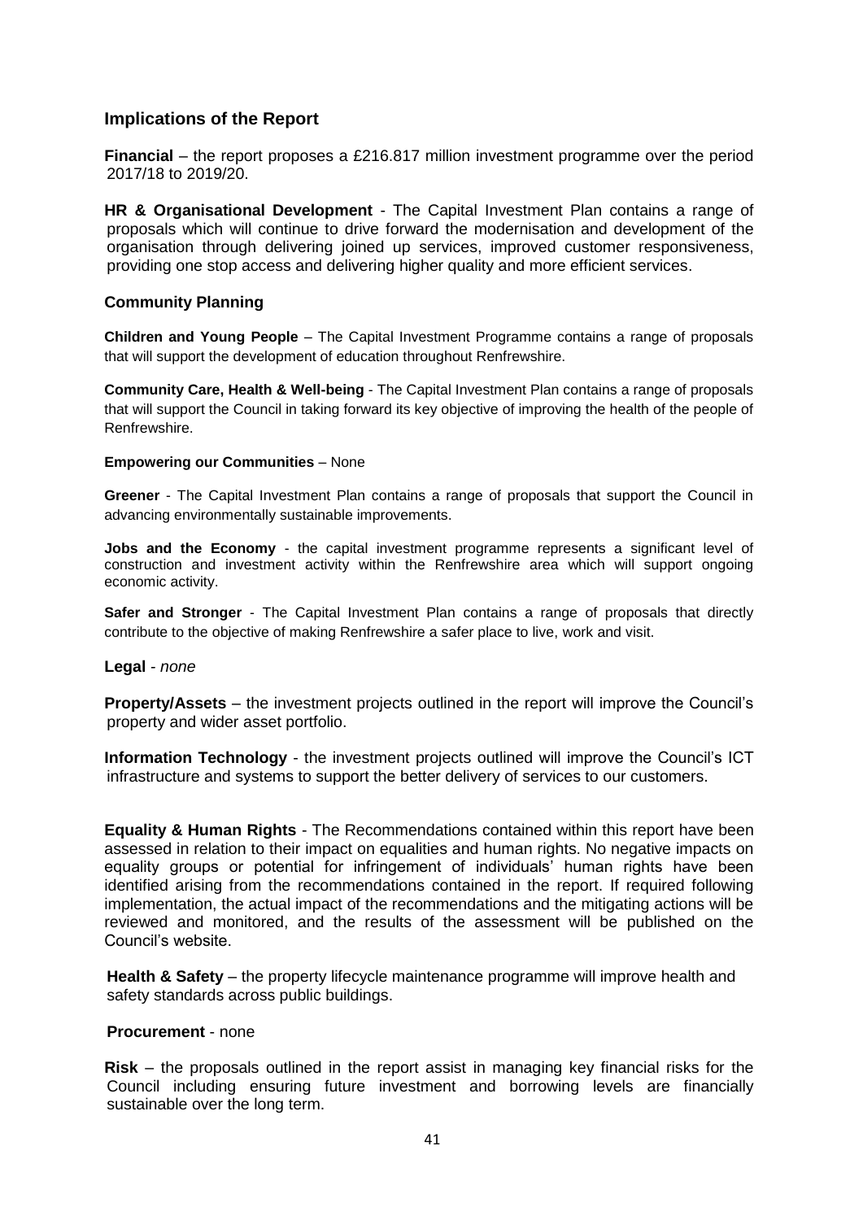## Implications of the Report

**Financial** – the report proposes a £216.817 million investment programme over the period 2017/18 to 2019/20.

**HR & Organisational Development** - The Capital Investment Plan contains a range of proposals which will continue to drive forward the modernisation and development of the organisation through delivering joined up services, improved customer responsiveness, providing one stop access and delivering higher quality and more efficient services.

### Community Planning

**Children and Young People** – The Capital Investment Programme contains a range of proposals that will support the development of education throughout Renfrewshire.

**Community Care, Health & Well-being** - The Capital Investment Plan contains a range of proposals that will support the Council in taking forward its key objective of improving the health of the people of Renfrewshire.

**Empowering our Communities** – None

**Greener** - The Capital Investment Plan contains a range of proposals that support the Council in advancing environmentally sustainable improvements.

**Jobs and the Economy** - the capital investment programme represents a significant level of construction and investment activity within the Renfrewshire area which will support ongoing economic activity.

**Safer and Stronger** - The Capital Investment Plan contains a range of proposals that directly contribute to the objective of making Renfrewshire a safer place to live, work and visit.

**Legal** - *none*

**Property/Assets** – the investment projects outlined in the report will improve the Council's property and wider asset portfolio.

**Information Technology** - the investment projects outlined will improve the Council's ICT infrastructure and systems to support the better delivery of services to our customers.

**Equality & Human Rights** - The Recommendations contained within this report have been assessed in relation to their impact on equalities and human rights. No negative impacts on equality groups or potential for infringement of individuals' human rights have been identified arising from the recommendations contained in the report. If required following implementation, the actual impact of the recommendations and the mitigating actions will be reviewed and monitored, and the results of the assessment will be published on the Council's website.

**Health & Safety** – the property lifecycle maintenance programme will improve health and safety standards across public buildings.

**Procurement** - none

**Risk** – the proposals outlined in the report assist in managing key financial risks for the Council including ensuring future investment and borrowing levels are financially sustainable over the long term.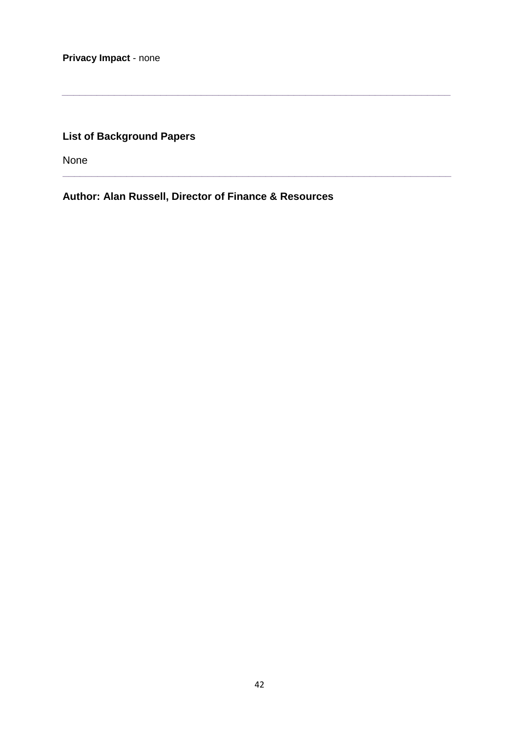**Privacy Impact** - none

---

## List of Background Papers

None

---

**Author: Alan Russell, Director of Finance & Resources**